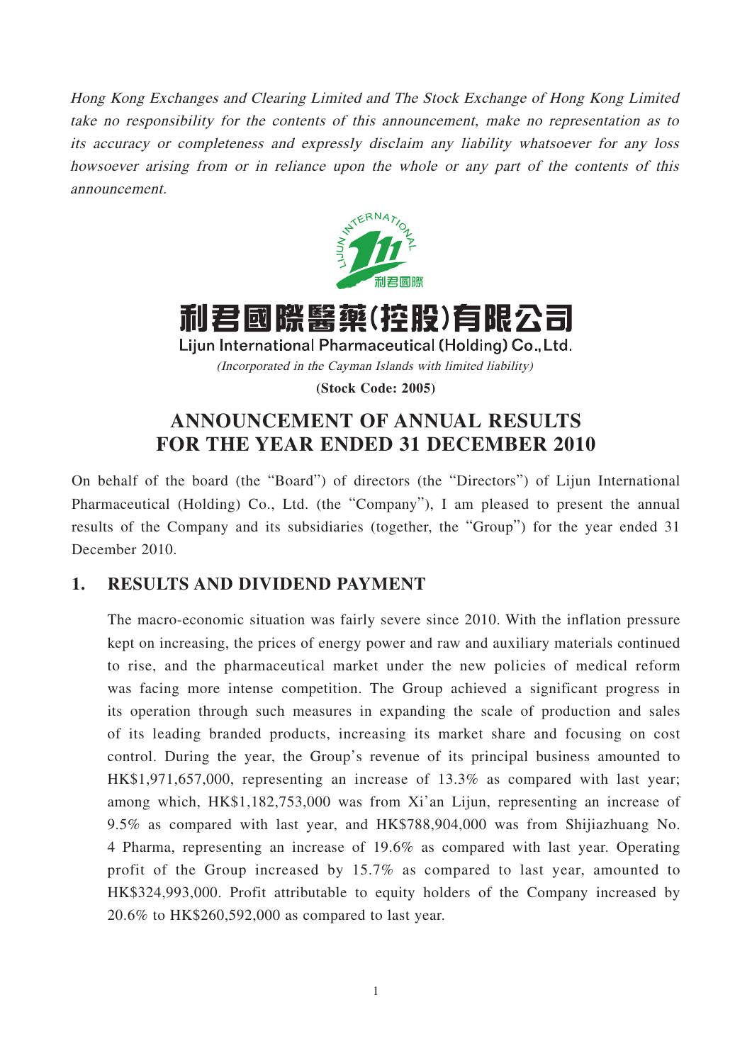*Hong Kong Exchanges and Clearing Limited and The Stock Exchange of Hong Kong Limited take no responsibility for the contents of this announcement, make no representation as to its accuracy or completeness and expressly disclaim any liability whatsoever for any loss howsoever arising from or in reliance upon the whole or any part of the contents of this announcement.*

# 利君國際醫藥(控股)有限公司

**Lijun International Pharmaceutical (Holding) Co., Ltd.**

*(Incorporated in the Cayman Islands with limited liability)*

**(Stock Code: 2005)**

# ANNOUNCEMENT OF ANNUAL RESULTS FOR THE YEAR ENDED 31 DECEMBER 2010

On behalf of the board (the "Board") of directors (the "Directors") of Lijun International Pharmaceutical (Holding) Co., Ltd. (the "Company"), I am pleased to present the annual results of the Company and its subsidiaries (together, the "Group") for the year ended 31 December 2010.

## 1. RESULTS AND DIVIDEND PAYMENT

The macro-economic situation was fairly severe since 2010. With the inflation pressure kept on increasing, the prices of energy power and raw and auxiliary materials continued to rise, and the pharmaceutical market under the new policies of medical reform was facing more intense competition. The Group achieved a significant progress in its operation through such measures in expanding the scale of production and sales of its leading branded products, increasing its market share and focusing on cost control. During the year, the Group's revenue of its principal business amounted to HK$1,971,657,000, representing an increase of 13.3% as compared with last year; among which, HK$1,182,753,000 was from Xi'an Lijun, representing an increase of 9.5% as compared with last year, and HK$788,904,000 was from Shijiazhuang No. 4 Pharma, representing an increase of 19.6% as compared with last year. Operating profit of the Group increased by 15.7% as compared to last year, amounted to HK$324,993,000. Profit attributable to equity holders of the Company increased by 20.6% to HK$260,592,000 as compared to last year.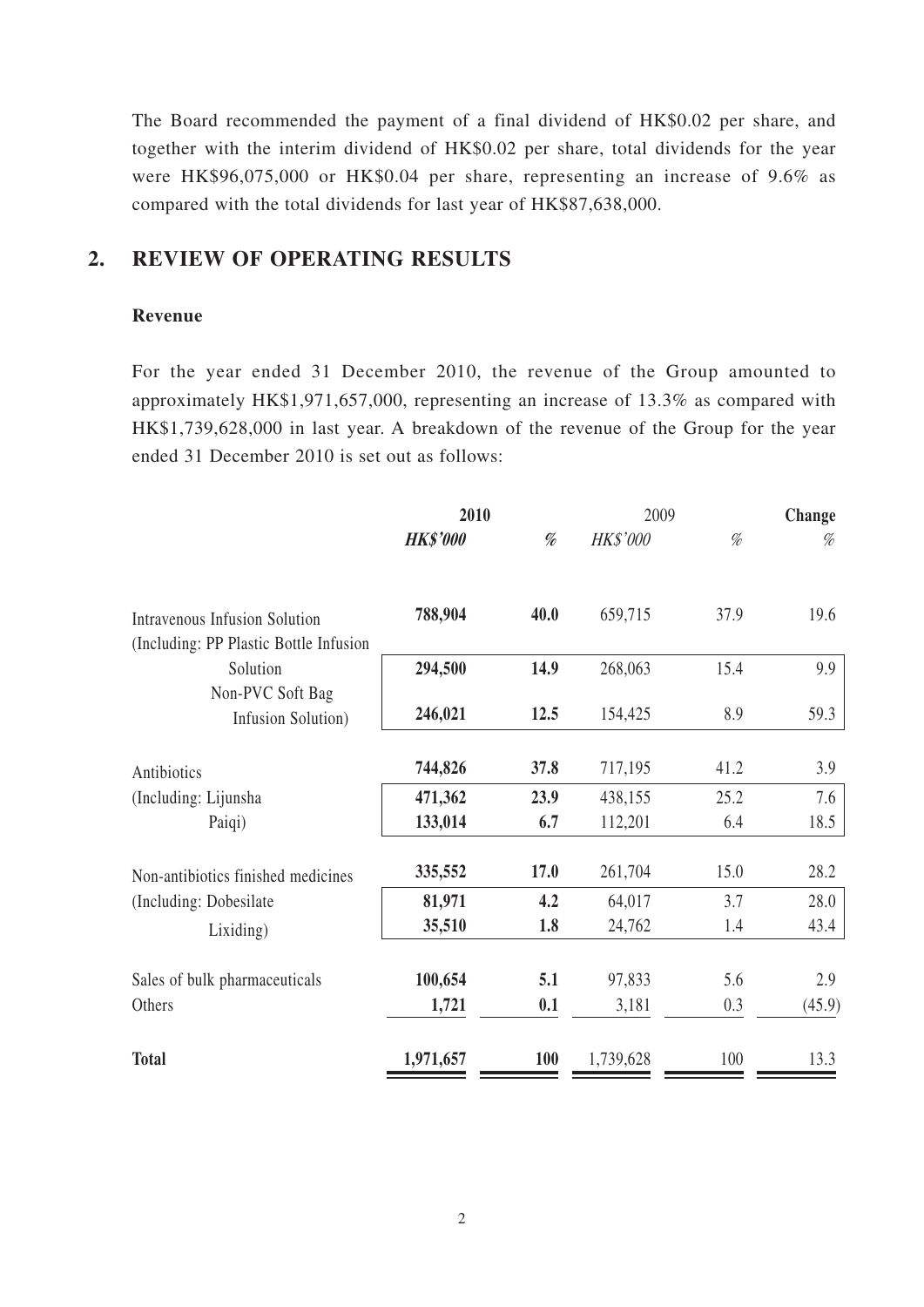The Board recommended the payment of a final dividend of HK$0.02 per share, and together with the interim dividend of HK$0.02 per share, total dividends for the year were HK$96,075,000 or HK$0.04 per share, representing an increase of 9.6% as compared with the total dividends for last year of HK$87,638,000.

## 2. REVIEW OF OPERATING RESULTS

### Revenue

For the year ended 31 December 2010, the revenue of the Group amounted to approximately HK$1,971,657,000, representing an increase of 13.3% as compared with HK$1,739,628,000 in last year. A breakdown of the revenue of the Group for the year ended 31 December 2010 is set out as follows:

| | **2010** | | 2009 | | **Change** |
|---|---|---|---|---|---|
| | ***HK$'000*** | *%* | *HK$'000* | *%* | *%* |
| Intravenous Infusion Solution | **788,904** | **40.0** | 659,715 | 37.9 | 19.6 |
| (Including: PP Plastic Bottle Infusion Solution | **294,500** | **14.9** | 268,063 | 15.4 | 9.9 |
| Non-PVC Soft Bag Infusion Solution) | **246,021** | **12.5** | 154,425 | 8.9 | 59.3 |
| Antibiotics | **744,826** | **37.8** | 717,195 | 41.2 | 3.9 |
| (Including: Lijunsha | **471,362** | **23.9** | 438,155 | 25.2 | 7.6 |
| Paiqi) | **133,014** | **6.7** | 112,201 | 6.4 | 18.5 |
| Non-antibiotics finished medicines | **335,552** | **17.0** | 261,704 | 15.0 | 28.2 |
| (Including: Dobesilate | **81,971** | **4.2** | 64,017 | 3.7 | 28.0 |
| Lixiding) | **35,510** | **1.8** | 24,762 | 1.4 | 43.4 |
| Sales of bulk pharmaceuticals | **100,654** | **5.1** | 97,833 | 5.6 | 2.9 |
| Others | **1,721** | **0.1** | 3,181 | 0.3 | (45.9) |
| **Total** | **1,971,657** | **100** | 1,739,628 | 100 | 13.3 |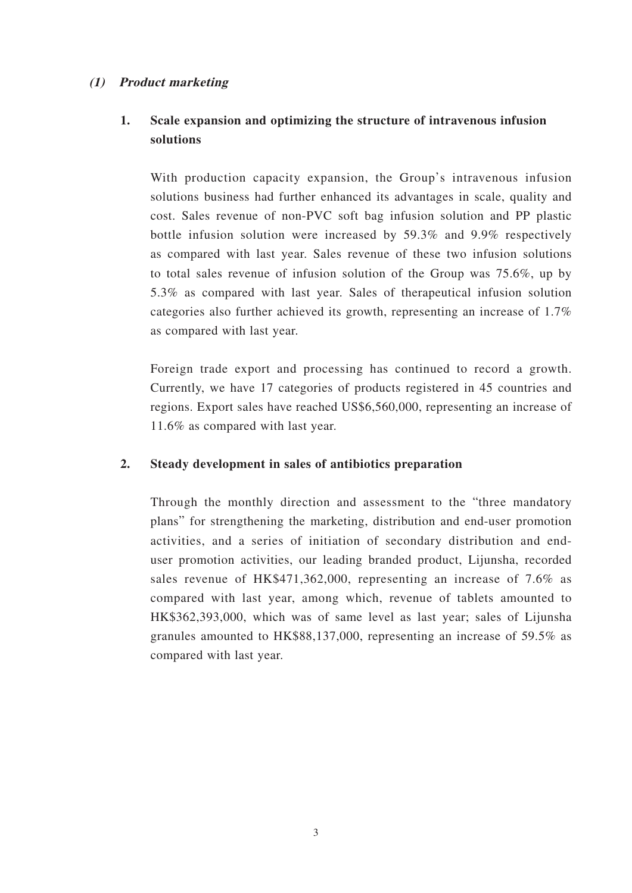### *(1) Product marketing*

#### 1. Scale expansion and optimizing the structure of intravenous infusion solutions

With production capacity expansion, the Group's intravenous infusion solutions business had further enhanced its advantages in scale, quality and cost. Sales revenue of non-PVC soft bag infusion solution and PP plastic bottle infusion solution were increased by 59.3% and 9.9% respectively as compared with last year. Sales revenue of these two infusion solutions to total sales revenue of infusion solution of the Group was 75.6%, up by 5.3% as compared with last year. Sales of therapeutical infusion solution categories also further achieved its growth, representing an increase of 1.7% as compared with last year.

Foreign trade export and processing has continued to record a growth. Currently, we have 17 categories of products registered in 45 countries and regions. Export sales have reached US$6,560,000, representing an increase of 11.6% as compared with last year.

#### 2. Steady development in sales of antibiotics preparation

Through the monthly direction and assessment to the "three mandatory plans" for strengthening the marketing, distribution and end-user promotion activities, and a series of initiation of secondary distribution and end-user promotion activities, our leading branded product, Lijunsha, recorded sales revenue of HK$471,362,000, representing an increase of 7.6% as compared with last year, among which, revenue of tablets amounted to HK$362,393,000, which was of same level as last year; sales of Lijunsha granules amounted to HK$88,137,000, representing an increase of 59.5% as compared with last year.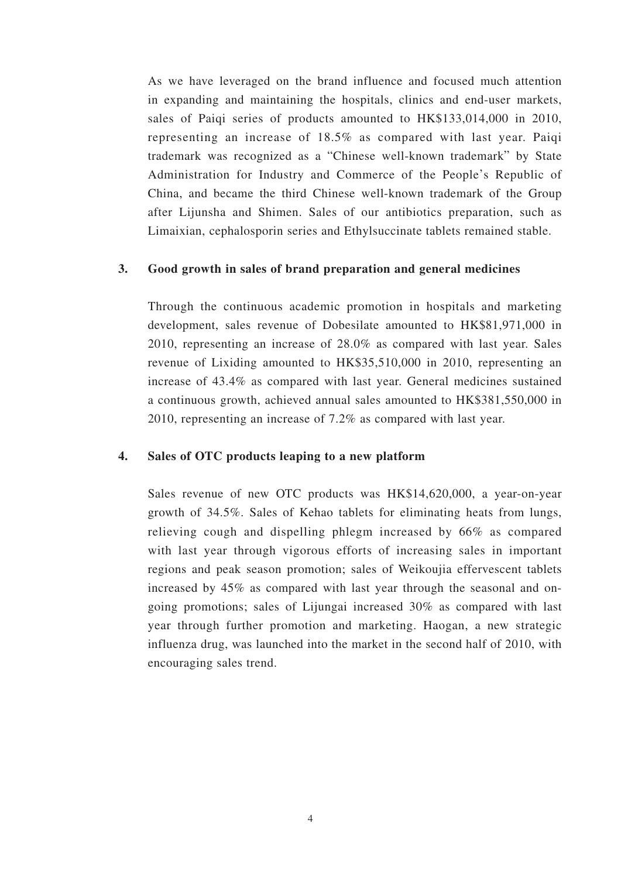As we have leveraged on the brand influence and focused much attention in expanding and maintaining the hospitals, clinics and end-user markets, sales of Paiqi series of products amounted to HK$133,014,000 in 2010, representing an increase of 18.5% as compared with last year. Paiqi trademark was recognized as a "Chinese well-known trademark" by State Administration for Industry and Commerce of the People's Republic of China, and became the third Chinese well-known trademark of the Group after Lijunsha and Shimen. Sales of our antibiotics preparation, such as Limaixian, cephalosporin series and Ethylsuccinate tablets remained stable.

**3. Good growth in sales of brand preparation and general medicines**

Through the continuous academic promotion in hospitals and marketing development, sales revenue of Dobesilate amounted to HK$81,971,000 in 2010, representing an increase of 28.0% as compared with last year. Sales revenue of Lixiding amounted to HK$35,510,000 in 2010, representing an increase of 43.4% as compared with last year. General medicines sustained a continuous growth, achieved annual sales amounted to HK$381,550,000 in 2010, representing an increase of 7.2% as compared with last year.

**4. Sales of OTC products leaping to a new platform**

Sales revenue of new OTC products was HK$14,620,000, a year-on-year growth of 34.5%. Sales of Kehao tablets for eliminating heats from lungs, relieving cough and dispelling phlegm increased by 66% as compared with last year through vigorous efforts of increasing sales in important regions and peak season promotion; sales of Weikoujia effervescent tablets increased by 45% as compared with last year through the seasonal and on-going promotions; sales of Lijungai increased 30% as compared with last year through further promotion and marketing. Haogan, a new strategic influenza drug, was launched into the market in the second half of 2010, with encouraging sales trend.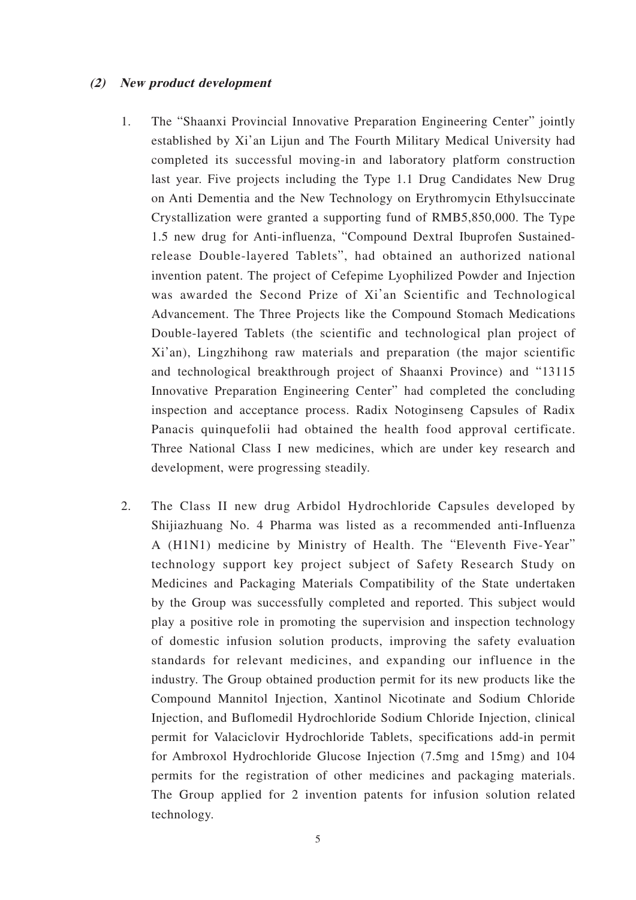***(2) New product development***

1. The "Shaanxi Provincial Innovative Preparation Engineering Center" jointly established by Xi'an Lijun and The Fourth Military Medical University had completed its successful moving-in and laboratory platform construction last year. Five projects including the Type 1.1 Drug Candidates New Drug on Anti Dementia and the New Technology on Erythromycin Ethylsuccinate Crystallization were granted a supporting fund of RMB5,850,000. The Type 1.5 new drug for Anti-influenza, "Compound Dextral Ibuprofen Sustained-release Double-layered Tablets", had obtained an authorized national invention patent. The project of Cefepime Lyophilized Powder and Injection was awarded the Second Prize of Xi'an Scientific and Technological Advancement. The Three Projects like the Compound Stomach Medications Double-layered Tablets (the scientific and technological plan project of Xi'an), Lingzhihong raw materials and preparation (the major scientific and technological breakthrough project of Shaanxi Province) and "13115 Innovative Preparation Engineering Center" had completed the concluding inspection and acceptance process. Radix Notoginseng Capsules of Radix Panacis quinquefolii had obtained the health food approval certificate. Three National Class I new medicines, which are under key research and development, were progressing steadily.

2. The Class II new drug Arbidol Hydrochloride Capsules developed by Shijiazhuang No. 4 Pharma was listed as a recommended anti-Influenza A (H1N1) medicine by Ministry of Health. The "Eleventh Five-Year" technology support key project subject of Safety Research Study on Medicines and Packaging Materials Compatibility of the State undertaken by the Group was successfully completed and reported. This subject would play a positive role in promoting the supervision and inspection technology of domestic infusion solution products, improving the safety evaluation standards for relevant medicines, and expanding our influence in the industry. The Group obtained production permit for its new products like the Compound Mannitol Injection, Xantinol Nicotinate and Sodium Chloride Injection, and Buflomedil Hydrochloride Sodium Chloride Injection, clinical permit for Valaciclovir Hydrochloride Tablets, specifications add-in permit for Ambroxol Hydrochloride Glucose Injection (7.5mg and 15mg) and 104 permits for the registration of other medicines and packaging materials. The Group applied for 2 invention patents for infusion solution related technology.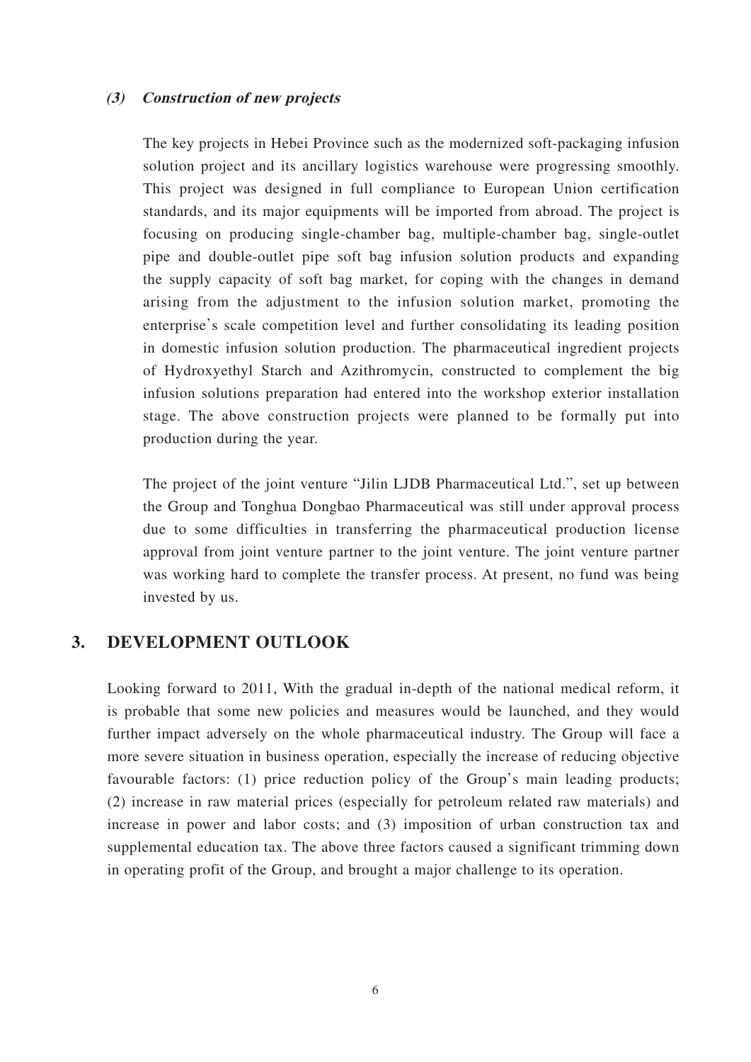### *(3) Construction of new projects*

The key projects in Hebei Province such as the modernized soft-packaging infusion solution project and its ancillary logistics warehouse were progressing smoothly. This project was designed in full compliance to European Union certification standards, and its major equipments will be imported from abroad. The project is focusing on producing single-chamber bag, multiple-chamber bag, single-outlet pipe and double-outlet pipe soft bag infusion solution products and expanding the supply capacity of soft bag market, for coping with the changes in demand arising from the adjustment to the infusion solution market, promoting the enterprise's scale competition level and further consolidating its leading position in domestic infusion solution production. The pharmaceutical ingredient projects of Hydroxyethyl Starch and Azithromycin, constructed to complement the big infusion solutions preparation had entered into the workshop exterior installation stage. The above construction projects were planned to be formally put into production during the year.

The project of the joint venture "Jilin LJDB Pharmaceutical Ltd.", set up between the Group and Tonghua Dongbao Pharmaceutical was still under approval process due to some difficulties in transferring the pharmaceutical production license approval from joint venture partner to the joint venture. The joint venture partner was working hard to complete the transfer process. At present, no fund was being invested by us.

## 3. DEVELOPMENT OUTLOOK

Looking forward to 2011, With the gradual in-depth of the national medical reform, it is probable that some new policies and measures would be launched, and they would further impact adversely on the whole pharmaceutical industry. The Group will face a more severe situation in business operation, especially the increase of reducing objective favourable factors: (1) price reduction policy of the Group's main leading products; (2) increase in raw material prices (especially for petroleum related raw materials) and increase in power and labor costs; and (3) imposition of urban construction tax and supplemental education tax. The above three factors caused a significant trimming down in operating profit of the Group, and brought a major challenge to its operation.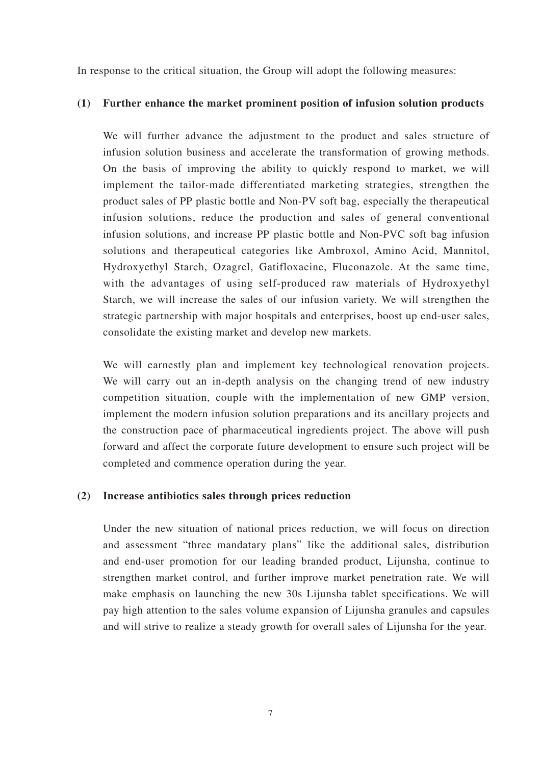In response to the critical situation, the Group will adopt the following measures:

**(1) Further enhance the market prominent position of infusion solution products**

We will further advance the adjustment to the product and sales structure of infusion solution business and accelerate the transformation of growing methods. On the basis of improving the ability to quickly respond to market, we will implement the tailor-made differentiated marketing strategies, strengthen the product sales of PP plastic bottle and Non-PV soft bag, especially the therapeutical infusion solutions, reduce the production and sales of general conventional infusion solutions, and increase PP plastic bottle and Non-PVC soft bag infusion solutions and therapeutical categories like Ambroxol, Amino Acid, Mannitol, Hydroxyethyl Starch, Ozagrel, Gatifloxacine, Fluconazole. At the same time, with the advantages of using self-produced raw materials of Hydroxyethyl Starch, we will increase the sales of our infusion variety. We will strengthen the strategic partnership with major hospitals and enterprises, boost up end-user sales, consolidate the existing market and develop new markets.

We will earnestly plan and implement key technological renovation projects. We will carry out an in-depth analysis on the changing trend of new industry competition situation, couple with the implementation of new GMP version, implement the modern infusion solution preparations and its ancillary projects and the construction pace of pharmaceutical ingredients project. The above will push forward and affect the corporate future development to ensure such project will be completed and commence operation during the year.

**(2) Increase antibiotics sales through prices reduction**

Under the new situation of national prices reduction, we will focus on direction and assessment "three mandatary plans" like the additional sales, distribution and end-user promotion for our leading branded product, Lijunsha, continue to strengthen market control, and further improve market penetration rate. We will make emphasis on launching the new 30s Lijunsha tablet specifications. We will pay high attention to the sales volume expansion of Lijunsha granules and capsules and will strive to realize a steady growth for overall sales of Lijunsha for the year.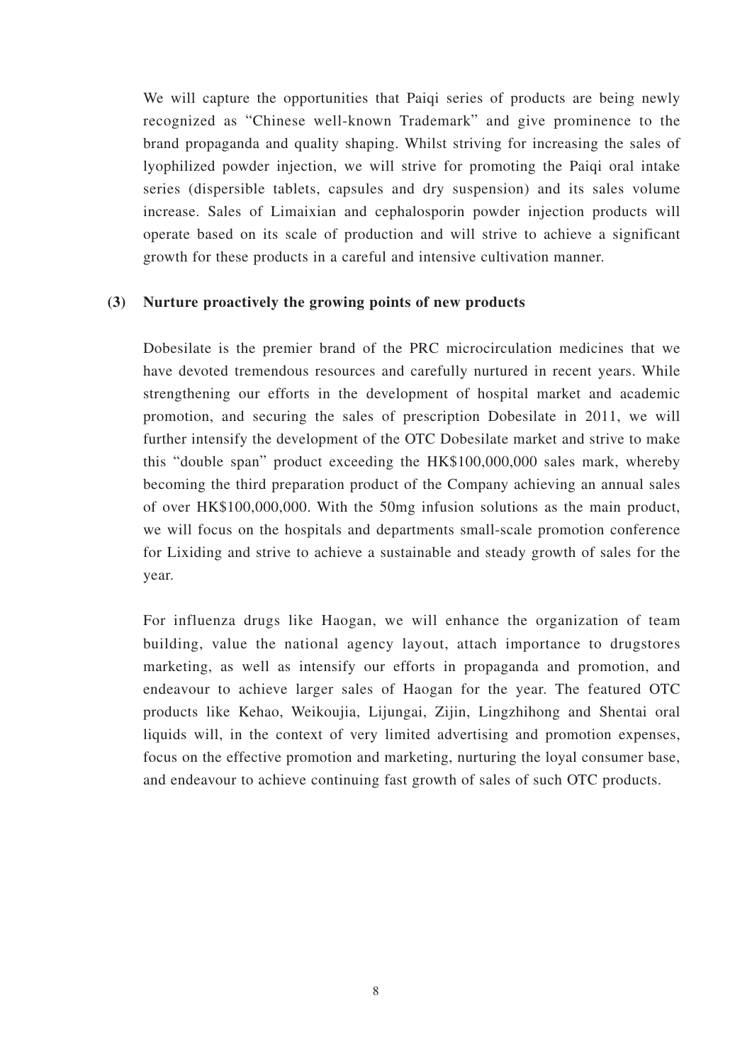We will capture the opportunities that Paiqi series of products are being newly recognized as "Chinese well-known Trademark" and give prominence to the brand propaganda and quality shaping. Whilst striving for increasing the sales of lyophilized powder injection, we will strive for promoting the Paiqi oral intake series (dispersible tablets, capsules and dry suspension) and its sales volume increase. Sales of Limaixian and cephalosporin powder injection products will operate based on its scale of production and will strive to achieve a significant growth for these products in a careful and intensive cultivation manner.

**(3) Nurture proactively the growing points of new products**

Dobesilate is the premier brand of the PRC microcirculation medicines that we have devoted tremendous resources and carefully nurtured in recent years. While strengthening our efforts in the development of hospital market and academic promotion, and securing the sales of prescription Dobesilate in 2011, we will further intensify the development of the OTC Dobesilate market and strive to make this "double span" product exceeding the HK$100,000,000 sales mark, whereby becoming the third preparation product of the Company achieving an annual sales of over HK$100,000,000. With the 50mg infusion solutions as the main product, we will focus on the hospitals and departments small-scale promotion conference for Lixiding and strive to achieve a sustainable and steady growth of sales for the year.

For influenza drugs like Haogan, we will enhance the organization of team building, value the national agency layout, attach importance to drugstores marketing, as well as intensify our efforts in propaganda and promotion, and endeavour to achieve larger sales of Haogan for the year. The featured OTC products like Kehao, Weikoujia, Lijungai, Zijin, Lingzhihong and Shentai oral liquids will, in the context of very limited advertising and promotion expenses, focus on the effective promotion and marketing, nurturing the loyal consumer base, and endeavour to achieve continuing fast growth of sales of such OTC products.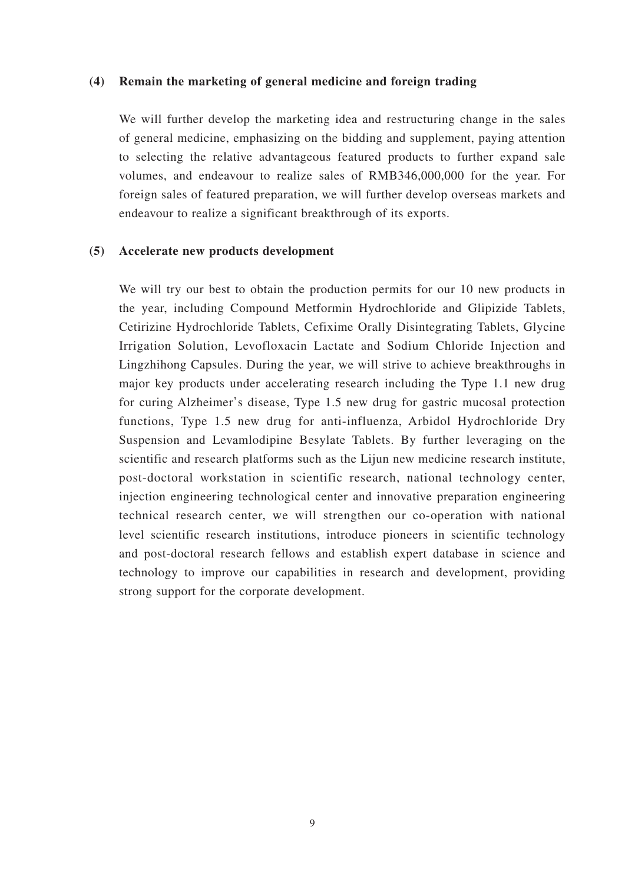**(4) Remain the marketing of general medicine and foreign trading**

We will further develop the marketing idea and restructuring change in the sales of general medicine, emphasizing on the bidding and supplement, paying attention to selecting the relative advantageous featured products to further expand sale volumes, and endeavour to realize sales of RMB346,000,000 for the year. For foreign sales of featured preparation, we will further develop overseas markets and endeavour to realize a significant breakthrough of its exports.

**(5) Accelerate new products development**

We will try our best to obtain the production permits for our 10 new products in the year, including Compound Metformin Hydrochloride and Glipizide Tablets, Cetirizine Hydrochloride Tablets, Cefixime Orally Disintegrating Tablets, Glycine Irrigation Solution, Levofloxacin Lactate and Sodium Chloride Injection and Lingzhihong Capsules. During the year, we will strive to achieve breakthroughs in major key products under accelerating research including the Type 1.1 new drug for curing Alzheimer's disease, Type 1.5 new drug for gastric mucosal protection functions, Type 1.5 new drug for anti-influenza, Arbidol Hydrochloride Dry Suspension and Levamlodipine Besylate Tablets. By further leveraging on the scientific and research platforms such as the Lijun new medicine research institute, post-doctoral workstation in scientific research, national technology center, injection engineering technological center and innovative preparation engineering technical research center, we will strengthen our co-operation with national level scientific research institutions, introduce pioneers in scientific technology and post-doctoral research fellows and establish expert database in science and technology to improve our capabilities in research and development, providing strong support for the corporate development.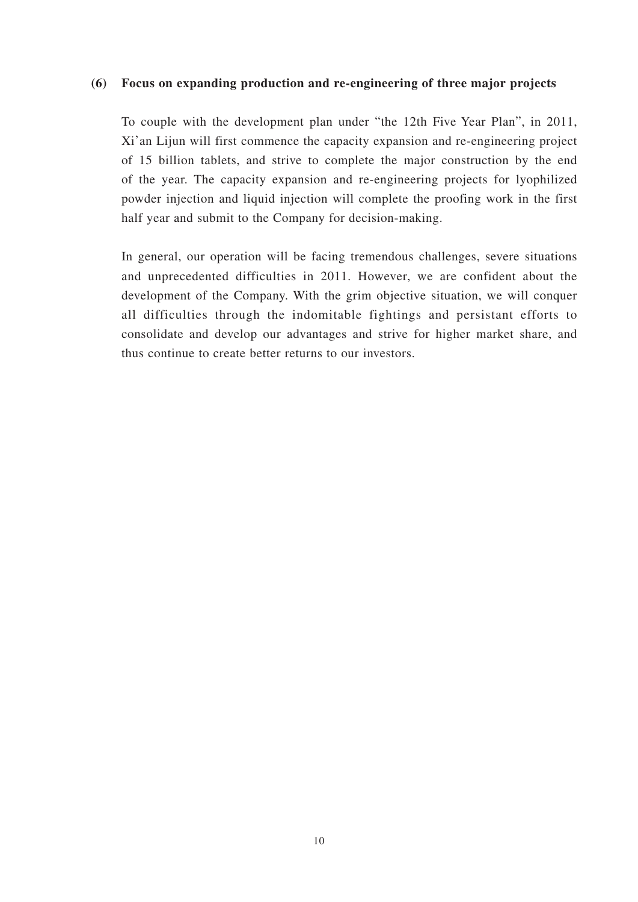**(6) Focus on expanding production and re-engineering of three major projects**

To couple with the development plan under "the 12th Five Year Plan", in 2011, Xi'an Lijun will first commence the capacity expansion and re-engineering project of 15 billion tablets, and strive to complete the major construction by the end of the year. The capacity expansion and re-engineering projects for lyophilized powder injection and liquid injection will complete the proofing work in the first half year and submit to the Company for decision-making.

In general, our operation will be facing tremendous challenges, severe situations and unprecedented difficulties in 2011. However, we are confident about the development of the Company. With the grim objective situation, we will conquer all difficulties through the indomitable fightings and persistant efforts to consolidate and develop our advantages and strive for higher market share, and thus continue to create better returns to our investors.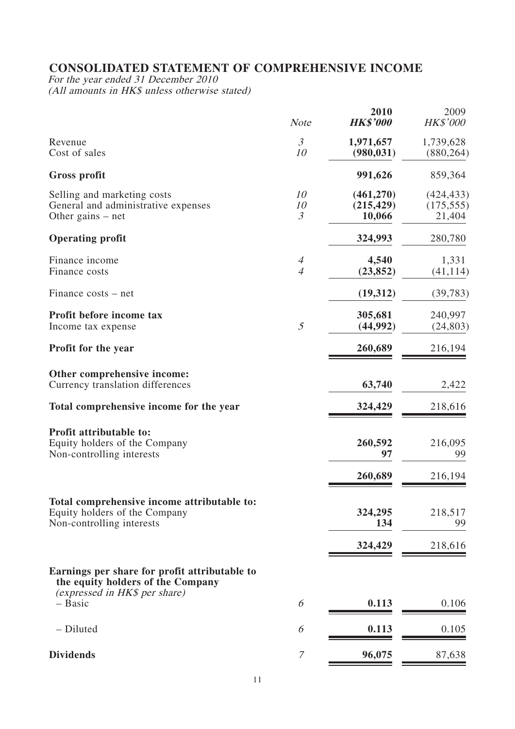# CONSOLIDATED STATEMENT OF COMPREHENSIVE INCOME

*For the year ended 31 December 2010*
*(All amounts in HK$ unless otherwise stated)*

| | *Note* | **2010** ***HK$'000*** | 2009 *HK$'000* |
|---|---|---|---|
| Revenue | *3* | **1,971,657** | 1,739,628 |
| Cost of sales | *10* | **(980,031)** | (880,264) |
| **Gross profit** | | **991,626** | 859,364 |
| Selling and marketing costs | *10* | **(461,270)** | (424,433) |
| General and administrative expenses | *10* | **(215,429)** | (175,555) |
| Other gains – net | *3* | **10,066** | 21,404 |
| **Operating profit** | | **324,993** | 280,780 |
| Finance income | *4* | **4,540** | 1,331 |
| Finance costs | *4* | **(23,852)** | (41,114) |
| Finance costs – net | | **(19,312)** | (39,783) |
| **Profit before income tax** | | **305,681** | 240,997 |
| Income tax expense | *5* | **(44,992)** | (24,803) |
| **Profit for the year** | | **260,689** | 216,194 |
| **Other comprehensive income:** | | | |
| Currency translation differences | | **63,740** | 2,422 |
| **Total comprehensive income for the year** | | **324,429** | 218,616 |
| **Profit attributable to:** | | | |
| Equity holders of the Company | | **260,592** | 216,095 |
| Non-controlling interests | | **97** | 99 |
| | | **260,689** | 216,194 |
| **Total comprehensive income attributable to:** | | | |
| Equity holders of the Company | | **324,295** | 218,517 |
| Non-controlling interests | | **134** | 99 |
| | | **324,429** | 218,616 |
| **Earnings per share for profit attributable to the equity holders of the Company** *(expressed in HK$ per share)* | | | |
| – Basic | *6* | **0.113** | 0.106 |
| – Diluted | *6* | **0.113** | 0.105 |
| **Dividends** | *7* | **96,075** | 87,638 |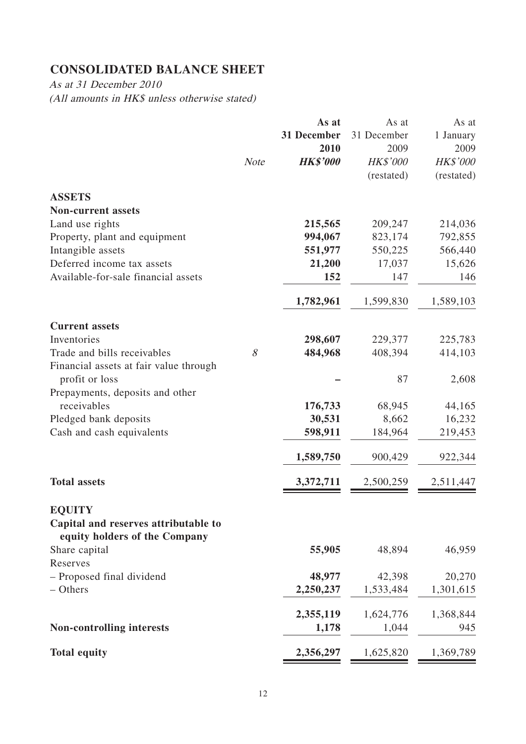# CONSOLIDATED BALANCE SHEET

*As at 31 December 2010*
*(All amounts in HK$ unless otherwise stated)*

| | Note | As at 31 December 2010 HK$'000 | As at 31 December 2009 HK$'000 (restated) | As at 1 January 2009 HK$'000 (restated) |
|---|---|---|---|---|
| **ASSETS** | | | | |
| **Non-current assets** | | | | |
| Land use rights | | **215,565** | 209,247 | 214,036 |
| Property, plant and equipment | | **994,067** | 823,174 | 792,855 |
| Intangible assets | | **551,977** | 550,225 | 566,440 |
| Deferred income tax assets | | **21,200** | 17,037 | 15,626 |
| Available-for-sale financial assets | | **152** | 147 | 146 |
| | | **1,782,961** | 1,599,830 | 1,589,103 |
| **Current assets** | | | | |
| Inventories | | **298,607** | 229,377 | 225,783 |
| Trade and bills receivables | *8* | **484,968** | 408,394 | 414,103 |
| Financial assets at fair value through profit or loss | | **–** | 87 | 2,608 |
| Prepayments, deposits and other receivables | | **176,733** | 68,945 | 44,165 |
| Pledged bank deposits | | **30,531** | 8,662 | 16,232 |
| Cash and cash equivalents | | **598,911** | 184,964 | 219,453 |
| | | **1,589,750** | 900,429 | 922,344 |
| **Total assets** | | **3,372,711** | 2,500,259 | 2,511,447 |
| **EQUITY** | | | | |
| **Capital and reserves attributable to equity holders of the Company** | | | | |
| Share capital | | **55,905** | 48,894 | 46,959 |
| Reserves | | | | |
| – Proposed final dividend | | **48,977** | 42,398 | 20,270 |
| – Others | | **2,250,237** | 1,533,484 | 1,301,615 |
| | | **2,355,119** | 1,624,776 | 1,368,844 |
| **Non-controlling interests** | | **1,178** | 1,044 | 945 |
| **Total equity** | | **2,356,297** | 1,625,820 | 1,369,789 |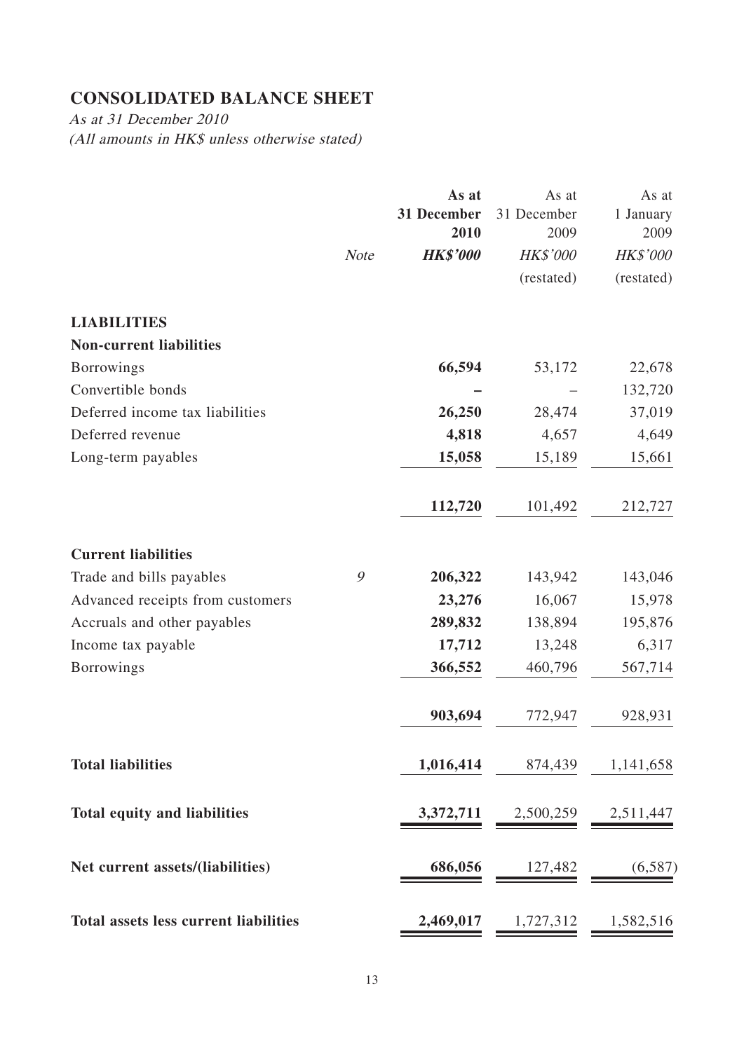# CONSOLIDATED BALANCE SHEET

*As at 31 December 2010*
*(All amounts in HK$ unless otherwise stated)*

| | Note | As at 31 December 2010 | As at 31 December 2009 | As at 1 January 2009 |
|---|---|---|---|---|
| | | ***HK$'000*** | *HK$'000* | *HK$'000* |
| | | | (restated) | (restated) |
| **LIABILITIES** | | | | |
| **Non-current liabilities** | | | | |
| Borrowings | | **66,594** | 53,172 | 22,678 |
| Convertible bonds | | **–** | – | 132,720 |
| Deferred income tax liabilities | | **26,250** | 28,474 | 37,019 |
| Deferred revenue | | **4,818** | 4,657 | 4,649 |
| Long-term payables | | **15,058** | 15,189 | 15,661 |
| | | **112,720** | 101,492 | 212,727 |
| **Current liabilities** | | | | |
| Trade and bills payables | 9 | **206,322** | 143,942 | 143,046 |
| Advanced receipts from customers | | **23,276** | 16,067 | 15,978 |
| Accruals and other payables | | **289,832** | 138,894 | 195,876 |
| Income tax payable | | **17,712** | 13,248 | 6,317 |
| Borrowings | | **366,552** | 460,796 | 567,714 |
| | | **903,694** | 772,947 | 928,931 |
| **Total liabilities** | | **1,016,414** | 874,439 | 1,141,658 |
| **Total equity and liabilities** | | **3,372,711** | 2,500,259 | 2,511,447 |
| **Net current assets/(liabilities)** | | **686,056** | 127,482 | (6,587) |
| **Total assets less current liabilities** | | **2,469,017** | 1,727,312 | 1,582,516 |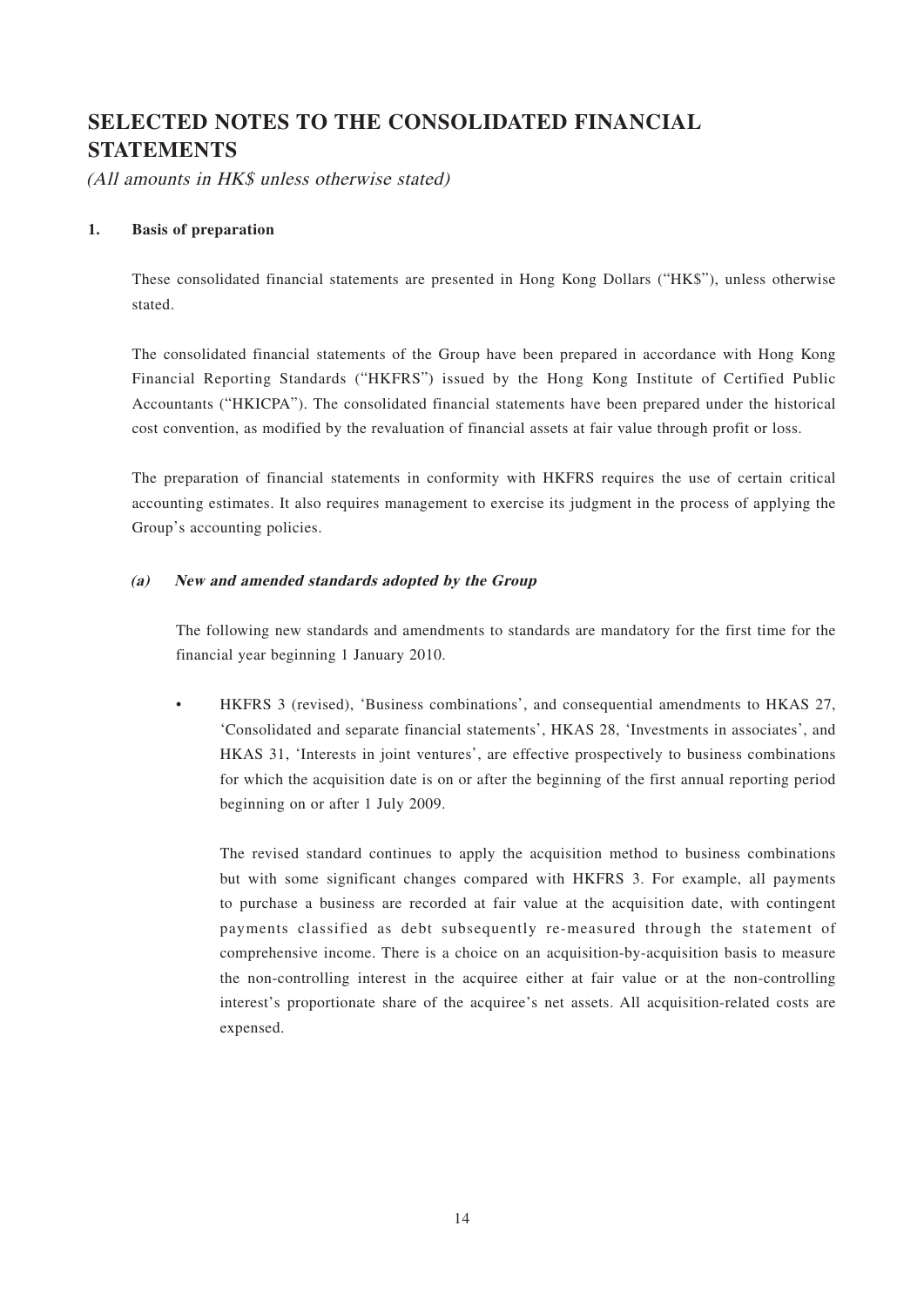# SELECTED NOTES TO THE CONSOLIDATED FINANCIAL STATEMENTS

*(All amounts in HK$ unless otherwise stated)*

## 1. Basis of preparation

These consolidated financial statements are presented in Hong Kong Dollars ("HK$"), unless otherwise stated.

The consolidated financial statements of the Group have been prepared in accordance with Hong Kong Financial Reporting Standards ("HKFRS") issued by the Hong Kong Institute of Certified Public Accountants ("HKICPA"). The consolidated financial statements have been prepared under the historical cost convention, as modified by the revaluation of financial assets at fair value through profit or loss.

The preparation of financial statements in conformity with HKFRS requires the use of certain critical accounting estimates. It also requires management to exercise its judgment in the process of applying the Group's accounting policies.

### *(a) New and amended standards adopted by the Group*

The following new standards and amendments to standards are mandatory for the first time for the financial year beginning 1 January 2010.

- HKFRS 3 (revised), 'Business combinations', and consequential amendments to HKAS 27, 'Consolidated and separate financial statements', HKAS 28, 'Investments in associates', and HKAS 31, 'Interests in joint ventures', are effective prospectively to business combinations for which the acquisition date is on or after the beginning of the first annual reporting period beginning on or after 1 July 2009.

  The revised standard continues to apply the acquisition method to business combinations but with some significant changes compared with HKFRS 3. For example, all payments to purchase a business are recorded at fair value at the acquisition date, with contingent payments classified as debt subsequently re-measured through the statement of comprehensive income. There is a choice on an acquisition-by-acquisition basis to measure the non-controlling interest in the acquiree either at fair value or at the non-controlling interest's proportionate share of the acquiree's net assets. All acquisition-related costs are expensed.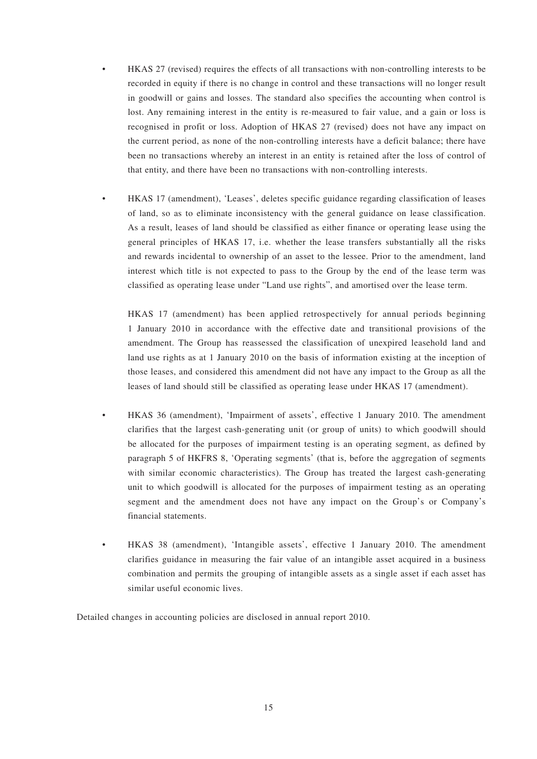- HKAS 27 (revised) requires the effects of all transactions with non-controlling interests to be recorded in equity if there is no change in control and these transactions will no longer result in goodwill or gains and losses. The standard also specifies the accounting when control is lost. Any remaining interest in the entity is re-measured to fair value, and a gain or loss is recognised in profit or loss. Adoption of HKAS 27 (revised) does not have any impact on the current period, as none of the non-controlling interests have a deficit balance; there have been no transactions whereby an interest in an entity is retained after the loss of control of that entity, and there have been no transactions with non-controlling interests.

- HKAS 17 (amendment), 'Leases', deletes specific guidance regarding classification of leases of land, so as to eliminate inconsistency with the general guidance on lease classification. As a result, leases of land should be classified as either finance or operating lease using the general principles of HKAS 17, i.e. whether the lease transfers substantially all the risks and rewards incidental to ownership of an asset to the lessee. Prior to the amendment, land interest which title is not expected to pass to the Group by the end of the lease term was classified as operating lease under "Land use rights", and amortised over the lease term.

  HKAS 17 (amendment) has been applied retrospectively for annual periods beginning 1 January 2010 in accordance with the effective date and transitional provisions of the amendment. The Group has reassessed the classification of unexpired leasehold land and land use rights as at 1 January 2010 on the basis of information existing at the inception of those leases, and considered this amendment did not have any impact to the Group as all the leases of land should still be classified as operating lease under HKAS 17 (amendment).

- HKAS 36 (amendment), 'Impairment of assets', effective 1 January 2010. The amendment clarifies that the largest cash-generating unit (or group of units) to which goodwill should be allocated for the purposes of impairment testing is an operating segment, as defined by paragraph 5 of HKFRS 8, 'Operating segments' (that is, before the aggregation of segments with similar economic characteristics). The Group has treated the largest cash-generating unit to which goodwill is allocated for the purposes of impairment testing as an operating segment and the amendment does not have any impact on the Group's or Company's financial statements.

- HKAS 38 (amendment), 'Intangible assets', effective 1 January 2010. The amendment clarifies guidance in measuring the fair value of an intangible asset acquired in a business combination and permits the grouping of intangible assets as a single asset if each asset has similar useful economic lives.

Detailed changes in accounting policies are disclosed in annual report 2010.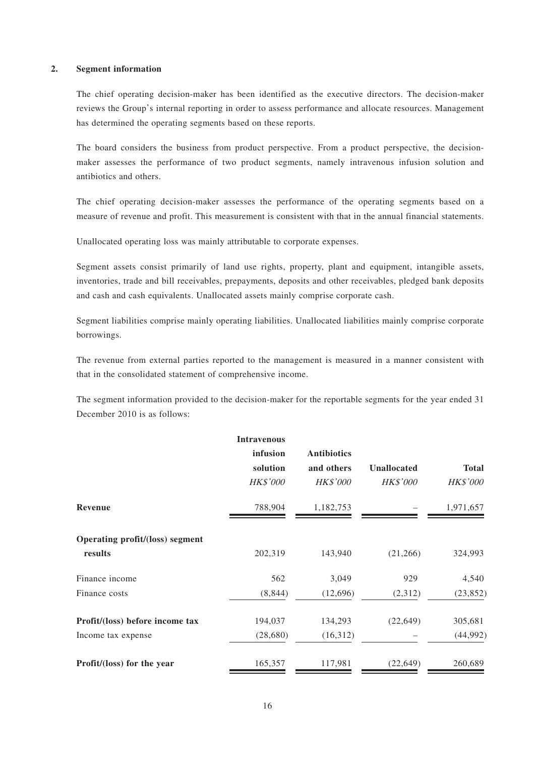## 2. Segment information

The chief operating decision-maker has been identified as the executive directors. The decision-maker reviews the Group's internal reporting in order to assess performance and allocate resources. Management has determined the operating segments based on these reports.

The board considers the business from product perspective. From a product perspective, the decision-maker assesses the performance of two product segments, namely intravenous infusion solution and antibiotics and others.

The chief operating decision-maker assesses the performance of the operating segments based on a measure of revenue and profit. This measurement is consistent with that in the annual financial statements.

Unallocated operating loss was mainly attributable to corporate expenses.

Segment assets consist primarily of land use rights, property, plant and equipment, intangible assets, inventories, trade and bill receivables, prepayments, deposits and other receivables, pledged bank deposits and cash and cash equivalents. Unallocated assets mainly comprise corporate cash.

Segment liabilities comprise mainly operating liabilities. Unallocated liabilities mainly comprise corporate borrowings.

The revenue from external parties reported to the management is measured in a manner consistent with that in the consolidated statement of comprehensive income.

The segment information provided to the decision-maker for the reportable segments for the year ended 31 December 2010 is as follows:

| | Intravenous infusion solution | Antibiotics and others | Unallocated | Total |
|---|---|---|---|---|
| | *HK$'000* | *HK$'000* | *HK$'000* | *HK$'000* |
| **Revenue** | 788,904 | 1,182,753 | – | 1,971,657 |
| **Operating profit/(loss) segment results** | 202,319 | 143,940 | (21,266) | 324,993 |
| Finance income | 562 | 3,049 | 929 | 4,540 |
| Finance costs | (8,844) | (12,696) | (2,312) | (23,852) |
| **Profit/(loss) before income tax** | 194,037 | 134,293 | (22,649) | 305,681 |
| Income tax expense | (28,680) | (16,312) | – | (44,992) |
| **Profit/(loss) for the year** | 165,357 | 117,981 | (22,649) | 260,689 |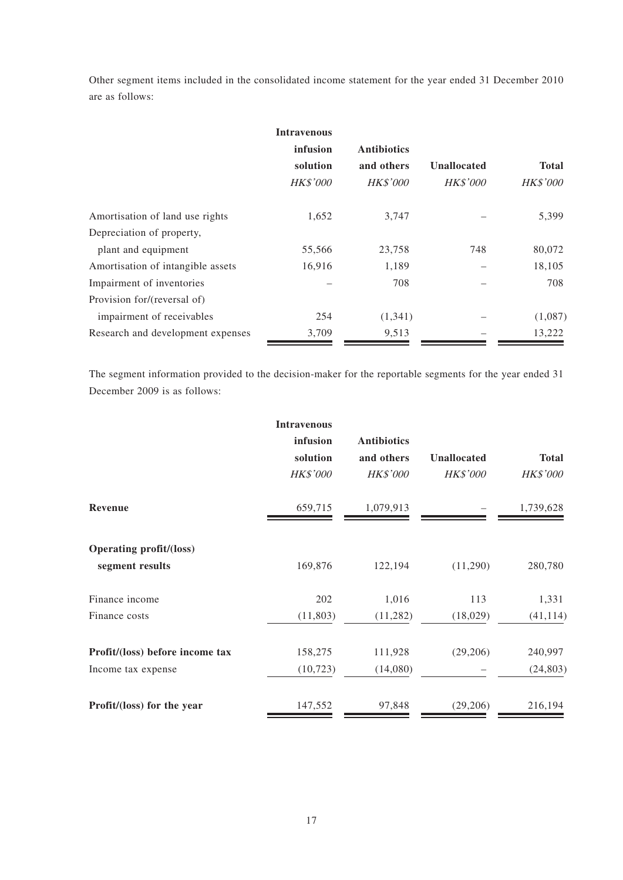Other segment items included in the consolidated income statement for the year ended 31 December 2010 are as follows:

| | Intravenous infusion solution | Antibiotics and others | Unallocated | Total |
|---|---|---|---|---|
| | *HK$'000* | *HK$'000* | *HK$'000* | *HK$'000* |
| Amortisation of land use rights | 1,652 | 3,747 | – | 5,399 |
| Depreciation of property, plant and equipment | 55,566 | 23,758 | 748 | 80,072 |
| Amortisation of intangible assets | 16,916 | 1,189 | – | 18,105 |
| Impairment of inventories | – | 708 | – | 708 |
| Provision for/(reversal of) impairment of receivables | 254 | (1,341) | – | (1,087) |
| Research and development expenses | 3,709 | 9,513 | – | 13,222 |

The segment information provided to the decision-maker for the reportable segments for the year ended 31 December 2009 is as follows:

| | Intravenous infusion solution | Antibiotics and others | Unallocated | Total |
|---|---|---|---|---|
| | *HK$'000* | *HK$'000* | *HK$'000* | *HK$'000* |
| **Revenue** | 659,715 | 1,079,913 | – | 1,739,628 |
| **Operating profit/(loss) segment results** | 169,876 | 122,194 | (11,290) | 280,780 |
| Finance income | 202 | 1,016 | 113 | 1,331 |
| Finance costs | (11,803) | (11,282) | (18,029) | (41,114) |
| **Profit/(loss) before income tax** | 158,275 | 111,928 | (29,206) | 240,997 |
| Income tax expense | (10,723) | (14,080) | – | (24,803) |
| **Profit/(loss) for the year** | 147,552 | 97,848 | (29,206) | 216,194 |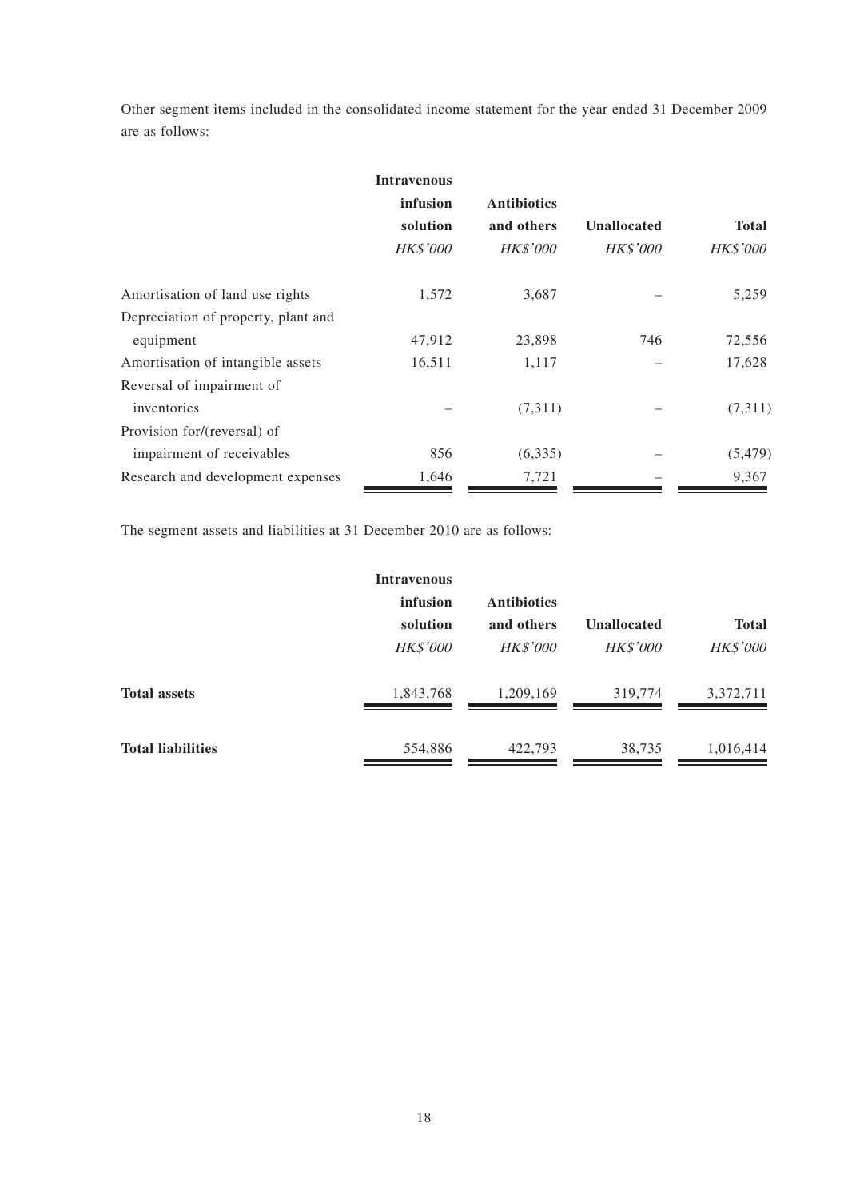Other segment items included in the consolidated income statement for the year ended 31 December 2009 are as follows:

| | Intravenous infusion solution | Antibiotics and others | Unallocated | Total |
|---|---|---|---|---|
| | *HK$'000* | *HK$'000* | *HK$'000* | *HK$'000* |
| Amortisation of land use rights | 1,572 | 3,687 | – | 5,259 |
| Depreciation of property, plant and equipment | 47,912 | 23,898 | 746 | 72,556 |
| Amortisation of intangible assets | 16,511 | 1,117 | – | 17,628 |
| Reversal of impairment of inventories | – | (7,311) | – | (7,311) |
| Provision for/(reversal) of impairment of receivables | 856 | (6,335) | – | (5,479) |
| Research and development expenses | 1,646 | 7,721 | – | 9,367 |

The segment assets and liabilities at 31 December 2010 are as follows:

| | Intravenous infusion solution | Antibiotics and others | Unallocated | Total |
|---|---|---|---|---|
| | *HK$'000* | *HK$'000* | *HK$'000* | *HK$'000* |
| **Total assets** | 1,843,768 | 1,209,169 | 319,774 | 3,372,711 |
| **Total liabilities** | 554,886 | 422,793 | 38,735 | 1,016,414 |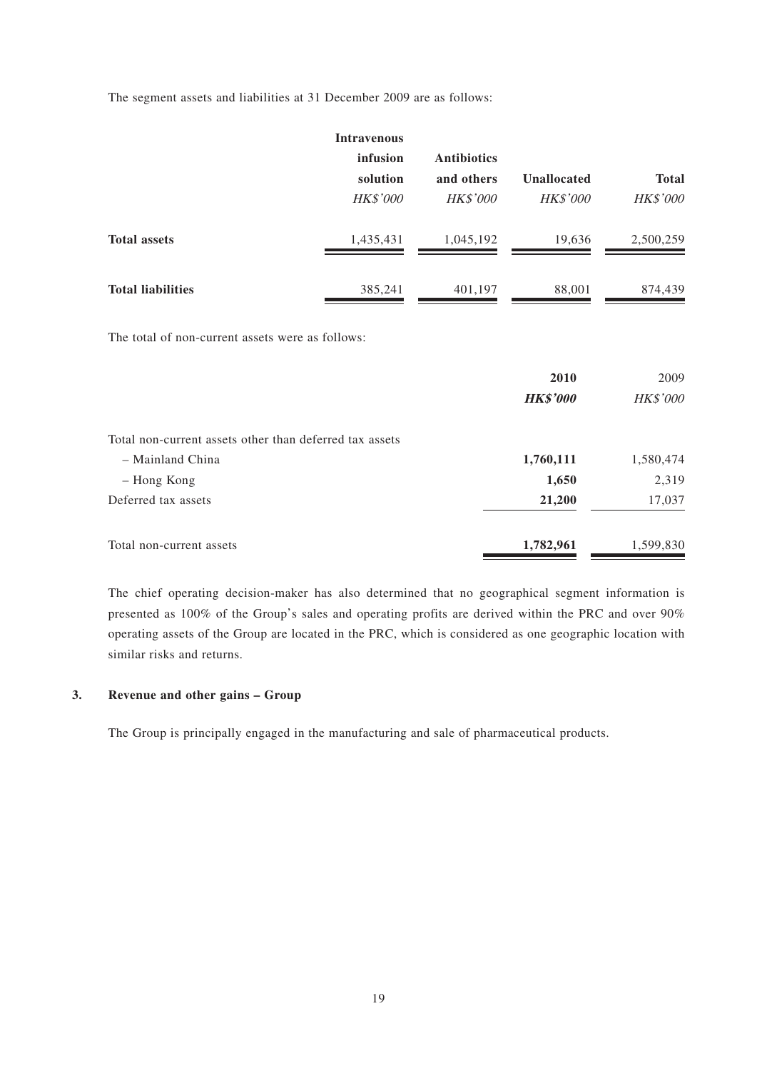The segment assets and liabilities at 31 December 2009 are as follows:

| | Intravenous infusion solution | Antibiotics and others | Unallocated | Total |
|---|---|---|---|---|
| | *HK$'000* | *HK$'000* | *HK$'000* | *HK$'000* |
| **Total assets** | 1,435,431 | 1,045,192 | 19,636 | 2,500,259 |
| **Total liabilities** | 385,241 | 401,197 | 88,001 | 874,439 |

The total of non-current assets were as follows:

| | **2010** | 2009 |
|---|---|---|
| | ***HK$'000*** | *HK$'000* |
| Total non-current assets other than deferred tax assets | | |
| – Mainland China | **1,760,111** | 1,580,474 |
| – Hong Kong | **1,650** | 2,319 |
| Deferred tax assets | **21,200** | 17,037 |
| Total non-current assets | **1,782,961** | 1,599,830 |

The chief operating decision-maker has also determined that no geographical segment information is presented as 100% of the Group's sales and operating profits are derived within the PRC and over 90% operating assets of the Group are located in the PRC, which is considered as one geographic location with similar risks and returns.

## 3. Revenue and other gains – Group

The Group is principally engaged in the manufacturing and sale of pharmaceutical products.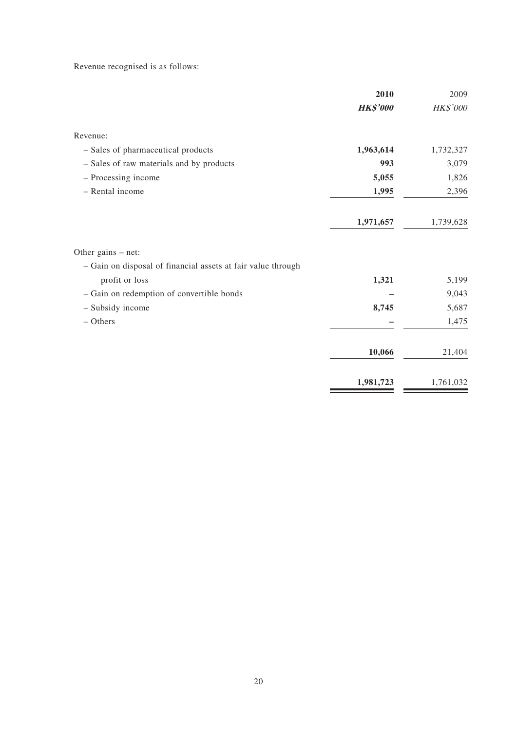Revenue recognised is as follows:

| | **2010** | 2009 |
|---|---|---|
| | ***HK$'000*** | *HK$'000* |
| Revenue: | | |
| – Sales of pharmaceutical products | **1,963,614** | 1,732,327 |
| – Sales of raw materials and by products | **993** | 3,079 |
| – Processing income | **5,055** | 1,826 |
| – Rental income | **1,995** | 2,396 |
| | **1,971,657** | 1,739,628 |
| Other gains – net: | | |
| – Gain on disposal of financial assets at fair value through profit or loss | **1,321** | 5,199 |
| – Gain on redemption of convertible bonds | **–** | 9,043 |
| – Subsidy income | **8,745** | 5,687 |
| – Others | **–** | 1,475 |
| | **10,066** | 21,404 |
| | **1,981,723** | 1,761,032 |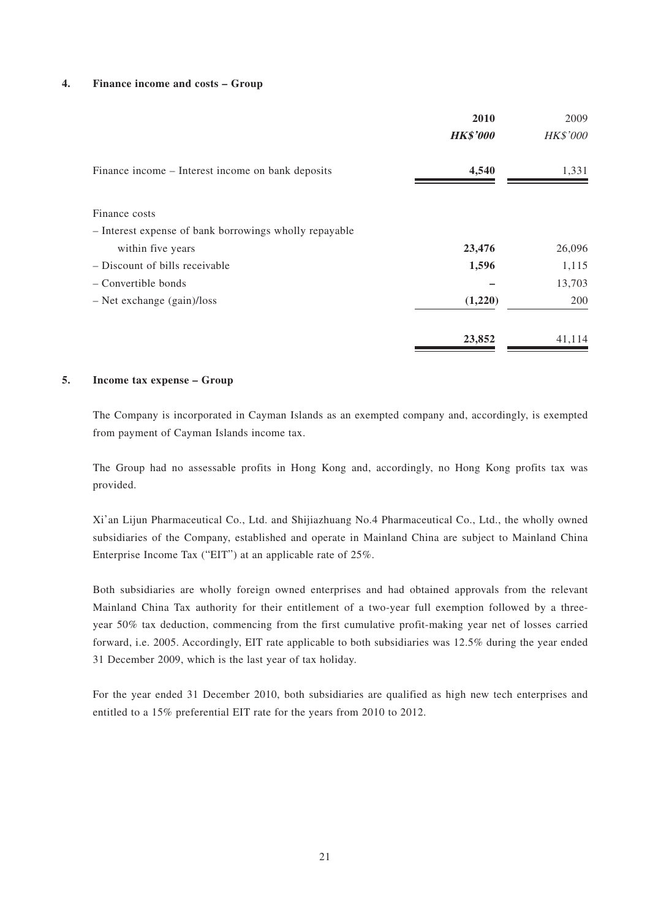## 4. Finance income and costs – Group

| | 2010 | 2009 |
|---|---|---|
| | ***HK$'000*** | *HK$'000* |
| Finance income – Interest income on bank deposits | **4,540** | 1,331 |
| Finance costs | | |
| – Interest expense of bank borrowings wholly repayable within five years | **23,476** | 26,096 |
| – Discount of bills receivable | **1,596** | 1,115 |
| – Convertible bonds | **–** | 13,703 |
| – Net exchange (gain)/loss | **(1,220)** | 200 |
| | **23,852** | 41,114 |

## 5. Income tax expense – Group

The Company is incorporated in Cayman Islands as an exempted company and, accordingly, is exempted from payment of Cayman Islands income tax.

The Group had no assessable profits in Hong Kong and, accordingly, no Hong Kong profits tax was provided.

Xi'an Lijun Pharmaceutical Co., Ltd. and Shijiazhuang No.4 Pharmaceutical Co., Ltd., the wholly owned subsidiaries of the Company, established and operate in Mainland China are subject to Mainland China Enterprise Income Tax ("EIT") at an applicable rate of 25%.

Both subsidiaries are wholly foreign owned enterprises and had obtained approvals from the relevant Mainland China Tax authority for their entitlement of a two-year full exemption followed by a three-year 50% tax deduction, commencing from the first cumulative profit-making year net of losses carried forward, i.e. 2005. Accordingly, EIT rate applicable to both subsidiaries was 12.5% during the year ended 31 December 2009, which is the last year of tax holiday.

For the year ended 31 December 2010, both subsidiaries are qualified as high new tech enterprises and entitled to a 15% preferential EIT rate for the years from 2010 to 2012.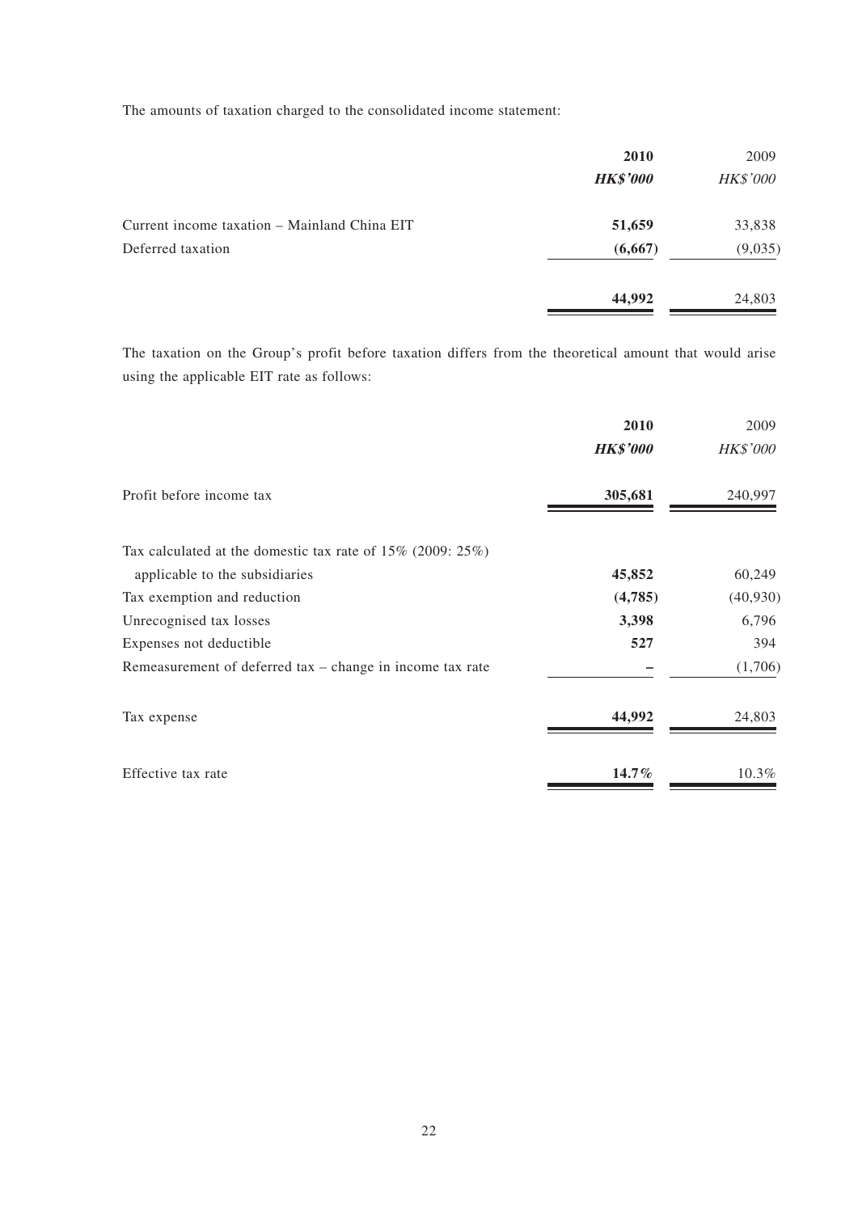The amounts of taxation charged to the consolidated income statement:

| | **2010** | 2009 |
|---|---|---|
| | ***HK$'000*** | *HK$'000* |
| Current income taxation – Mainland China EIT | **51,659** | 33,838 |
| Deferred taxation | **(6,667)** | (9,035) |
| | **44,992** | 24,803 |

The taxation on the Group's profit before taxation differs from the theoretical amount that would arise using the applicable EIT rate as follows:

| | **2010** | 2009 |
|---|---|---|
| | ***HK$'000*** | *HK$'000* |
| Profit before income tax | **305,681** | 240,997 |
| Tax calculated at the domestic tax rate of 15% (2009: 25%) applicable to the subsidiaries | **45,852** | 60,249 |
| Tax exemption and reduction | **(4,785)** | (40,930) |
| Unrecognised tax losses | **3,398** | 6,796 |
| Expenses not deductible | **527** | 394 |
| Remeasurement of deferred tax – change in income tax rate | **–** | (1,706) |
| Tax expense | **44,992** | 24,803 |
| Effective tax rate | **14.7%** | 10.3% |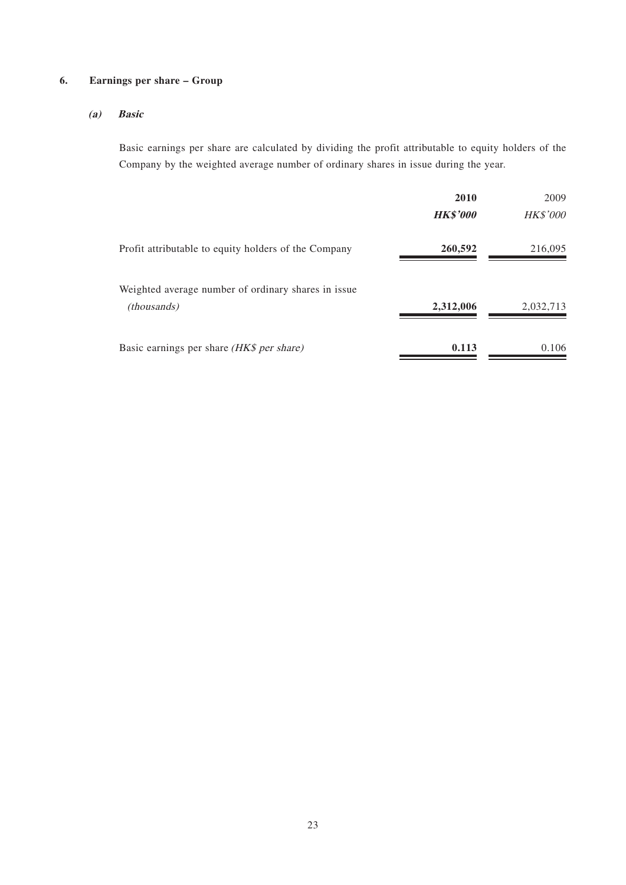## 6. Earnings per share – Group

### *(a) Basic*

Basic earnings per share are calculated by dividing the profit attributable to equity holders of the Company by the weighted average number of ordinary shares in issue during the year.

| | **2010** | 2009 |
|---|---|---|
| | ***HK$'000*** | *HK$'000* |
| Profit attributable to equity holders of the Company | **260,592** | 216,095 |
| Weighted average number of ordinary shares in issue *(thousands)* | **2,312,006** | 2,032,713 |
| Basic earnings per share *(HK$ per share)* | **0.113** | 0.106 |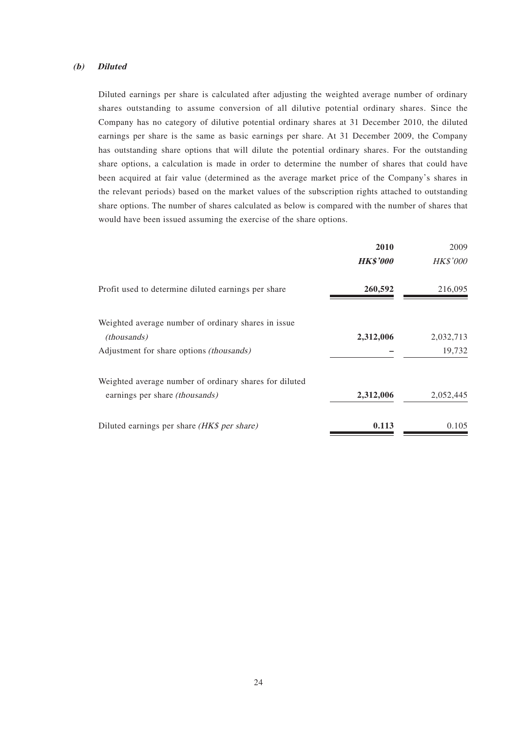***(b) Diluted***

Diluted earnings per share is calculated after adjusting the weighted average number of ordinary shares outstanding to assume conversion of all dilutive potential ordinary shares. Since the Company has no category of dilutive potential ordinary shares at 31 December 2010, the diluted earnings per share is the same as basic earnings per share. At 31 December 2009, the Company has outstanding share options that will dilute the potential ordinary shares. For the outstanding share options, a calculation is made in order to determine the number of shares that could have been acquired at fair value (determined as the average market price of the Company's shares in the relevant periods) based on the market values of the subscription rights attached to outstanding share options. The number of shares calculated as below is compared with the number of shares that would have been issued assuming the exercise of the share options.

| | **2010** | 2009 |
|---|---|---|
| | ***HK$'000*** | *HK$'000* |
| Profit used to determine diluted earnings per share | **260,592** | 216,095 |
| Weighted average number of ordinary shares in issue *(thousands)* | **2,312,006** | 2,032,713 |
| Adjustment for share options *(thousands)* | **–** | 19,732 |
| Weighted average number of ordinary shares for diluted earnings per share *(thousands)* | **2,312,006** | 2,052,445 |
| Diluted earnings per share *(HK$ per share)* | **0.113** | 0.105 |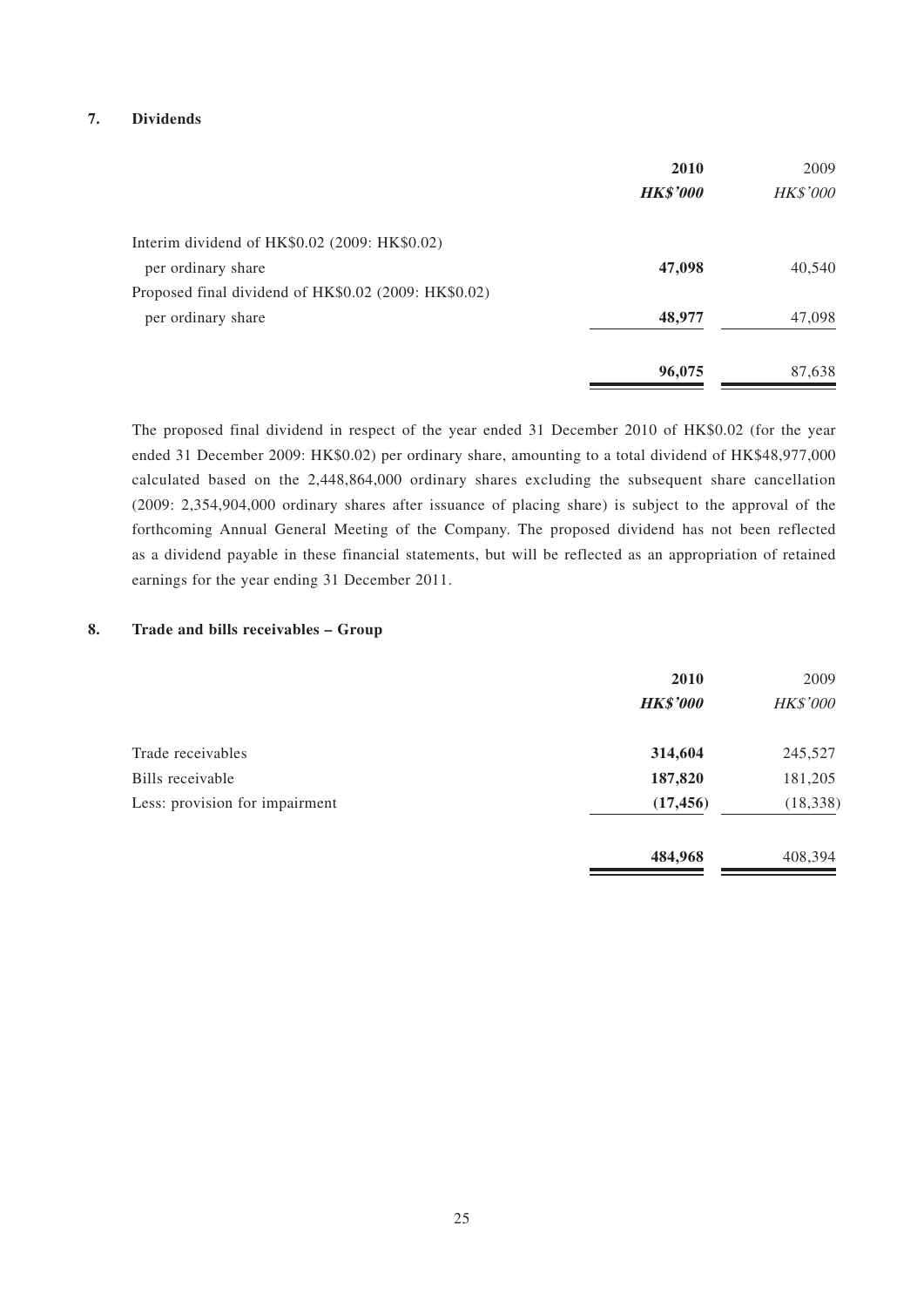## 7. Dividends

| | **2010** | 2009 |
|---|---|---|
| | ***HK$'000*** | *HK$'000* |
| Interim dividend of HK$0.02 (2009: HK$0.02) per ordinary share | **47,098** | 40,540 |
| Proposed final dividend of HK$0.02 (2009: HK$0.02) per ordinary share | **48,977** | 47,098 |
| | **96,075** | 87,638 |

The proposed final dividend in respect of the year ended 31 December 2010 of HK$0.02 (for the year ended 31 December 2009: HK$0.02) per ordinary share, amounting to a total dividend of HK$48,977,000 calculated based on the 2,448,864,000 ordinary shares excluding the subsequent share cancellation (2009: 2,354,904,000 ordinary shares after issuance of placing share) is subject to the approval of the forthcoming Annual General Meeting of the Company. The proposed dividend has not been reflected as a dividend payable in these financial statements, but will be reflected as an appropriation of retained earnings for the year ending 31 December 2011.

## 8. Trade and bills receivables – Group

| | **2010** | 2009 |
|---|---|---|
| | ***HK$'000*** | *HK$'000* |
| Trade receivables | **314,604** | 245,527 |
| Bills receivable | **187,820** | 181,205 |
| Less: provision for impairment | **(17,456)** | (18,338) |
| | **484,968** | 408,394 |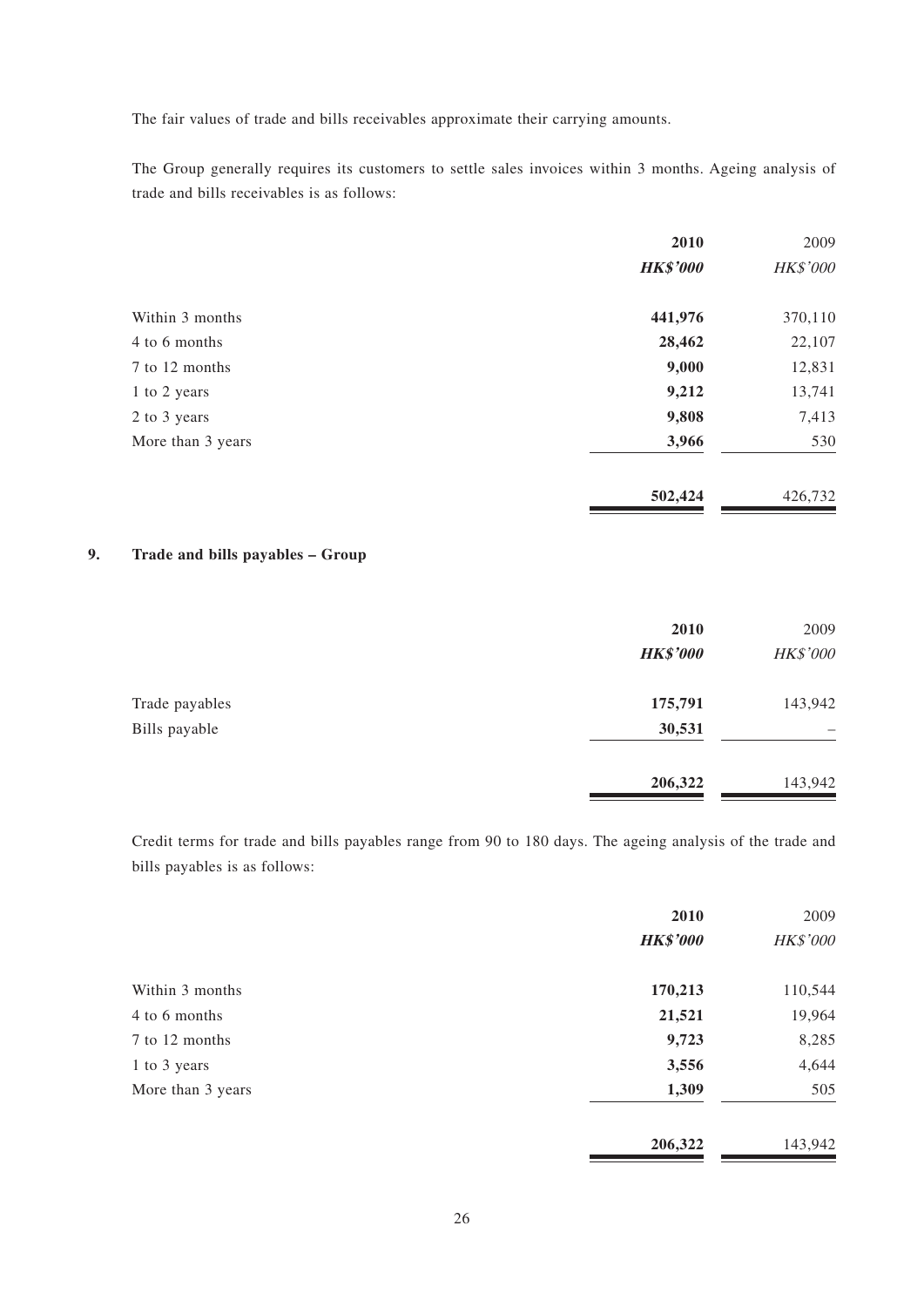The fair values of trade and bills receivables approximate their carrying amounts.

The Group generally requires its customers to settle sales invoices within 3 months. Ageing analysis of trade and bills receivables is as follows:

| | **2010** | 2009 |
|---|---|---|
| | ***HK$'000*** | *HK$'000* |
| Within 3 months | **441,976** | 370,110 |
| 4 to 6 months | **28,462** | 22,107 |
| 7 to 12 months | **9,000** | 12,831 |
| 1 to 2 years | **9,212** | 13,741 |
| 2 to 3 years | **9,808** | 7,413 |
| More than 3 years | **3,966** | 530 |
| | **502,424** | 426,732 |

## 9. Trade and bills payables – Group

| | **2010** | 2009 |
|---|---|---|
| | ***HK$'000*** | *HK$'000* |
| Trade payables | **175,791** | 143,942 |
| Bills payable | **30,531** | – |
| | **206,322** | 143,942 |

Credit terms for trade and bills payables range from 90 to 180 days. The ageing analysis of the trade and bills payables is as follows:

| | **2010** | 2009 |
|---|---|---|
| | ***HK$'000*** | *HK$'000* |
| Within 3 months | **170,213** | 110,544 |
| 4 to 6 months | **21,521** | 19,964 |
| 7 to 12 months | **9,723** | 8,285 |
| 1 to 3 years | **3,556** | 4,644 |
| More than 3 years | **1,309** | 505 |
| | **206,322** | 143,942 |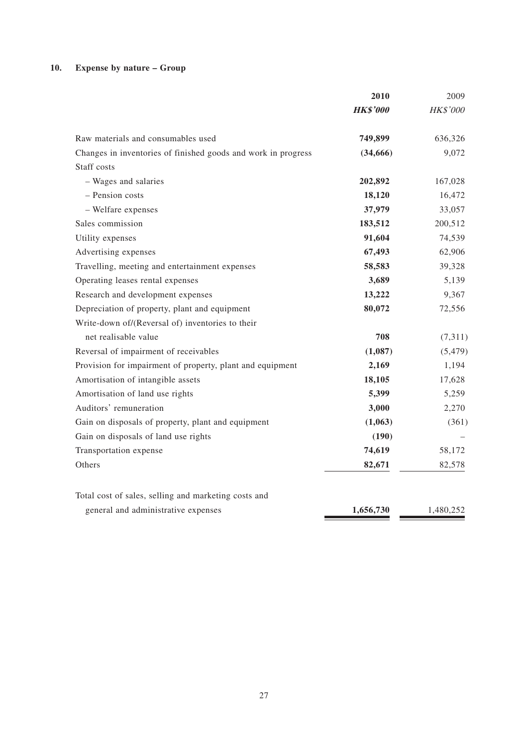## 10. Expense by nature – Group

| | **2010** | 2009 |
|---|---|---|
| | ***HK$'000*** | *HK$'000* |
| Raw materials and consumables used | **749,899** | 636,326 |
| Changes in inventories of finished goods and work in progress | **(34,666)** | 9,072 |
| Staff costs | | |
| – Wages and salaries | **202,892** | 167,028 |
| – Pension costs | **18,120** | 16,472 |
| – Welfare expenses | **37,979** | 33,057 |
| Sales commission | **183,512** | 200,512 |
| Utility expenses | **91,604** | 74,539 |
| Advertising expenses | **67,493** | 62,906 |
| Travelling, meeting and entertainment expenses | **58,583** | 39,328 |
| Operating leases rental expenses | **3,689** | 5,139 |
| Research and development expenses | **13,222** | 9,367 |
| Depreciation of property, plant and equipment | **80,072** | 72,556 |
| Write-down of/(Reversal of) inventories to their net realisable value | **708** | (7,311) |
| Reversal of impairment of receivables | **(1,087)** | (5,479) |
| Provision for impairment of property, plant and equipment | **2,169** | 1,194 |
| Amortisation of intangible assets | **18,105** | 17,628 |
| Amortisation of land use rights | **5,399** | 5,259 |
| Auditors' remuneration | **3,000** | 2,270 |
| Gain on disposals of property, plant and equipment | **(1,063)** | (361) |
| Gain on disposals of land use rights | **(190)** | – |
| Transportation expense | **74,619** | 58,172 |
| Others | **82,671** | 82,578 |
| Total cost of sales, selling and marketing costs and general and administrative expenses | **1,656,730** | 1,480,252 |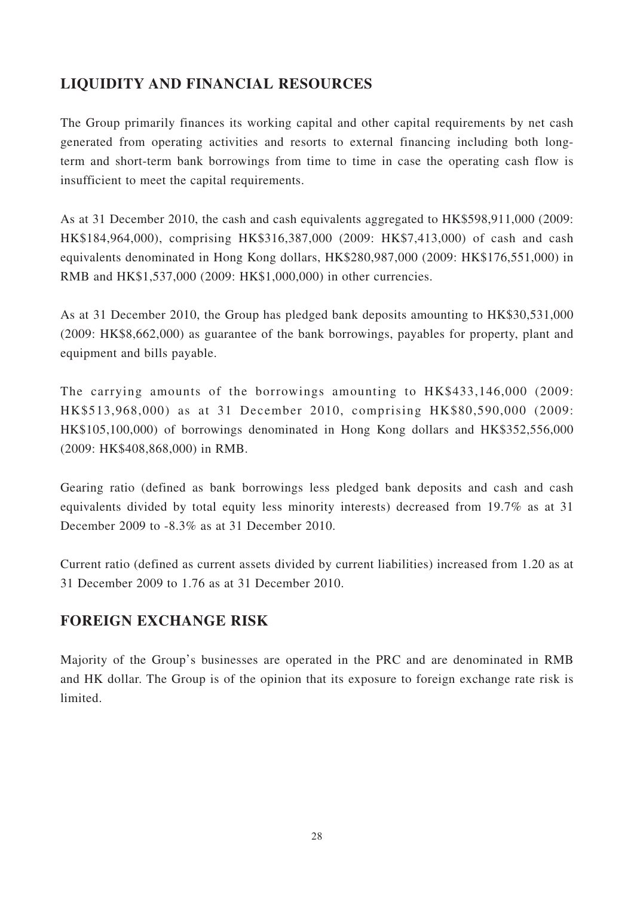## LIQUIDITY AND FINANCIAL RESOURCES

The Group primarily finances its working capital and other capital requirements by net cash generated from operating activities and resorts to external financing including both long-term and short-term bank borrowings from time to time in case the operating cash flow is insufficient to meet the capital requirements.

As at 31 December 2010, the cash and cash equivalents aggregated to HK$598,911,000 (2009: HK$184,964,000), comprising HK$316,387,000 (2009: HK$7,413,000) of cash and cash equivalents denominated in Hong Kong dollars, HK$280,987,000 (2009: HK$176,551,000) in RMB and HK$1,537,000 (2009: HK$1,000,000) in other currencies.

As at 31 December 2010, the Group has pledged bank deposits amounting to HK$30,531,000 (2009: HK$8,662,000) as guarantee of the bank borrowings, payables for property, plant and equipment and bills payable.

The carrying amounts of the borrowings amounting to HK$433,146,000 (2009: HK$513,968,000) as at 31 December 2010, comprising HK$80,590,000 (2009: HK$105,100,000) of borrowings denominated in Hong Kong dollars and HK$352,556,000 (2009: HK$408,868,000) in RMB.

Gearing ratio (defined as bank borrowings less pledged bank deposits and cash and cash equivalents divided by total equity less minority interests) decreased from 19.7% as at 31 December 2009 to -8.3% as at 31 December 2010.

Current ratio (defined as current assets divided by current liabilities) increased from 1.20 as at 31 December 2009 to 1.76 as at 31 December 2010.

## FOREIGN EXCHANGE RISK

Majority of the Group's businesses are operated in the PRC and are denominated in RMB and HK dollar. The Group is of the opinion that its exposure to foreign exchange rate risk is limited.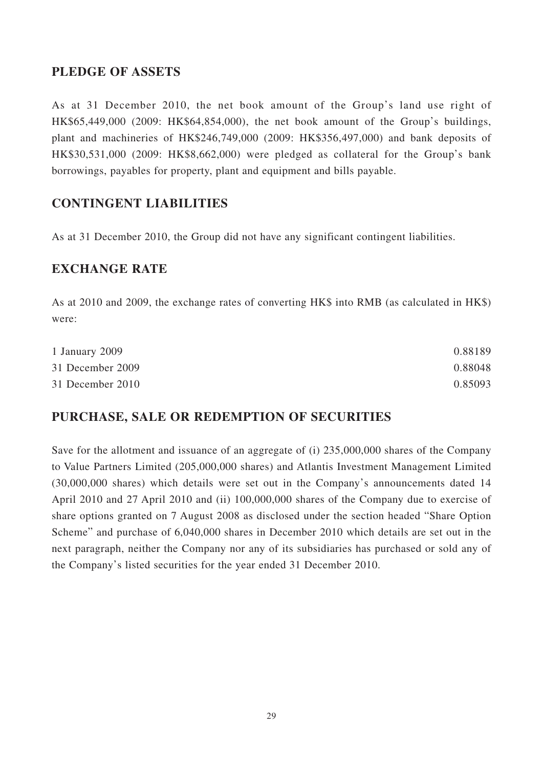## PLEDGE OF ASSETS

As at 31 December 2010, the net book amount of the Group's land use right of HK$65,449,000 (2009: HK$64,854,000), the net book amount of the Group's buildings, plant and machineries of HK$246,749,000 (2009: HK$356,497,000) and bank deposits of HK$30,531,000 (2009: HK$8,662,000) were pledged as collateral for the Group's bank borrowings, payables for property, plant and equipment and bills payable.

## CONTINGENT LIABILITIES

As at 31 December 2010, the Group did not have any significant contingent liabilities.

## EXCHANGE RATE

As at 2010 and 2009, the exchange rates of converting HK$ into RMB (as calculated in HK$) were:

| | |
|---|---|
| 1 January 2009 | 0.88189 |
| 31 December 2009 | 0.88048 |
| 31 December 2010 | 0.85093 |

## PURCHASE, SALE OR REDEMPTION OF SECURITIES

Save for the allotment and issuance of an aggregate of (i) 235,000,000 shares of the Company to Value Partners Limited (205,000,000 shares) and Atlantis Investment Management Limited (30,000,000 shares) which details were set out in the Company's announcements dated 14 April 2010 and 27 April 2010 and (ii) 100,000,000 shares of the Company due to exercise of share options granted on 7 August 2008 as disclosed under the section headed "Share Option Scheme" and purchase of 6,040,000 shares in December 2010 which details are set out in the next paragraph, neither the Company nor any of its subsidiaries has purchased or sold any of the Company's listed securities for the year ended 31 December 2010.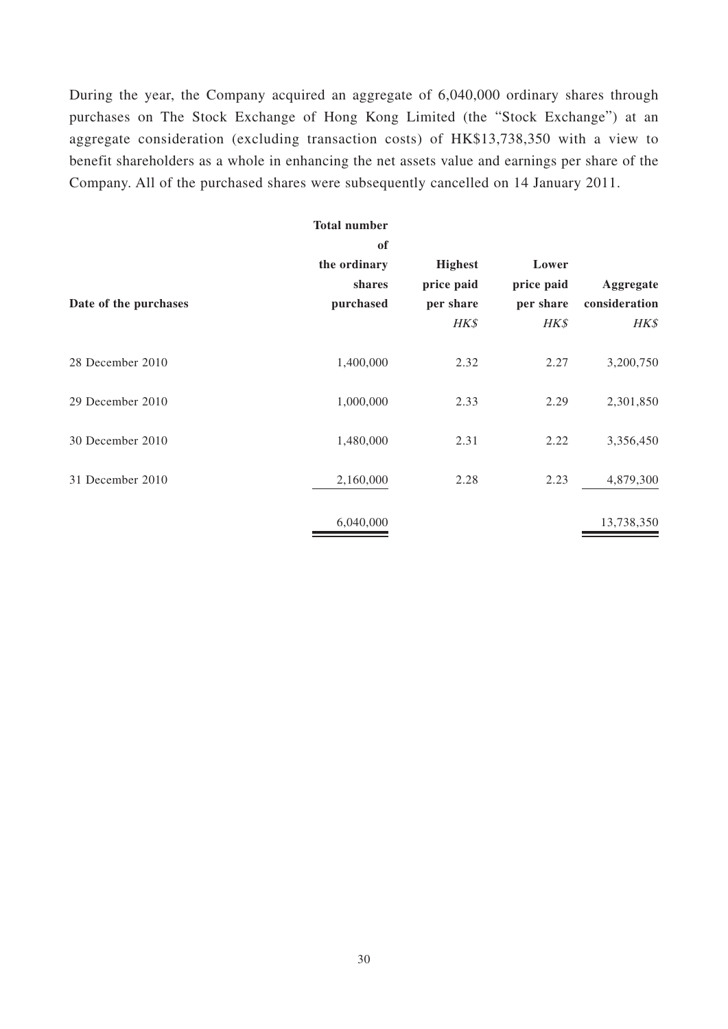During the year, the Company acquired an aggregate of 6,040,000 ordinary shares through purchases on The Stock Exchange of Hong Kong Limited (the "Stock Exchange") at an aggregate consideration (excluding transaction costs) of HK$13,738,350 with a view to benefit shareholders as a whole in enhancing the net assets value and earnings per share of the Company. All of the purchased shares were subsequently cancelled on 14 January 2011.

| Date of the purchases | Total number of the ordinary shares purchased | Highest price paid per share | Lower price paid per share | Aggregate consideration |
|---|---|---|---|---|
| | | *HK$* | *HK$* | *HK$* |
| 28 December 2010 | 1,400,000 | 2.32 | 2.27 | 3,200,750 |
| 29 December 2010 | 1,000,000 | 2.33 | 2.29 | 2,301,850 |
| 30 December 2010 | 1,480,000 | 2.31 | 2.22 | 3,356,450 |
| 31 December 2010 | 2,160,000 | 2.28 | 2.23 | 4,879,300 |
| | 6,040,000 | | | 13,738,350 |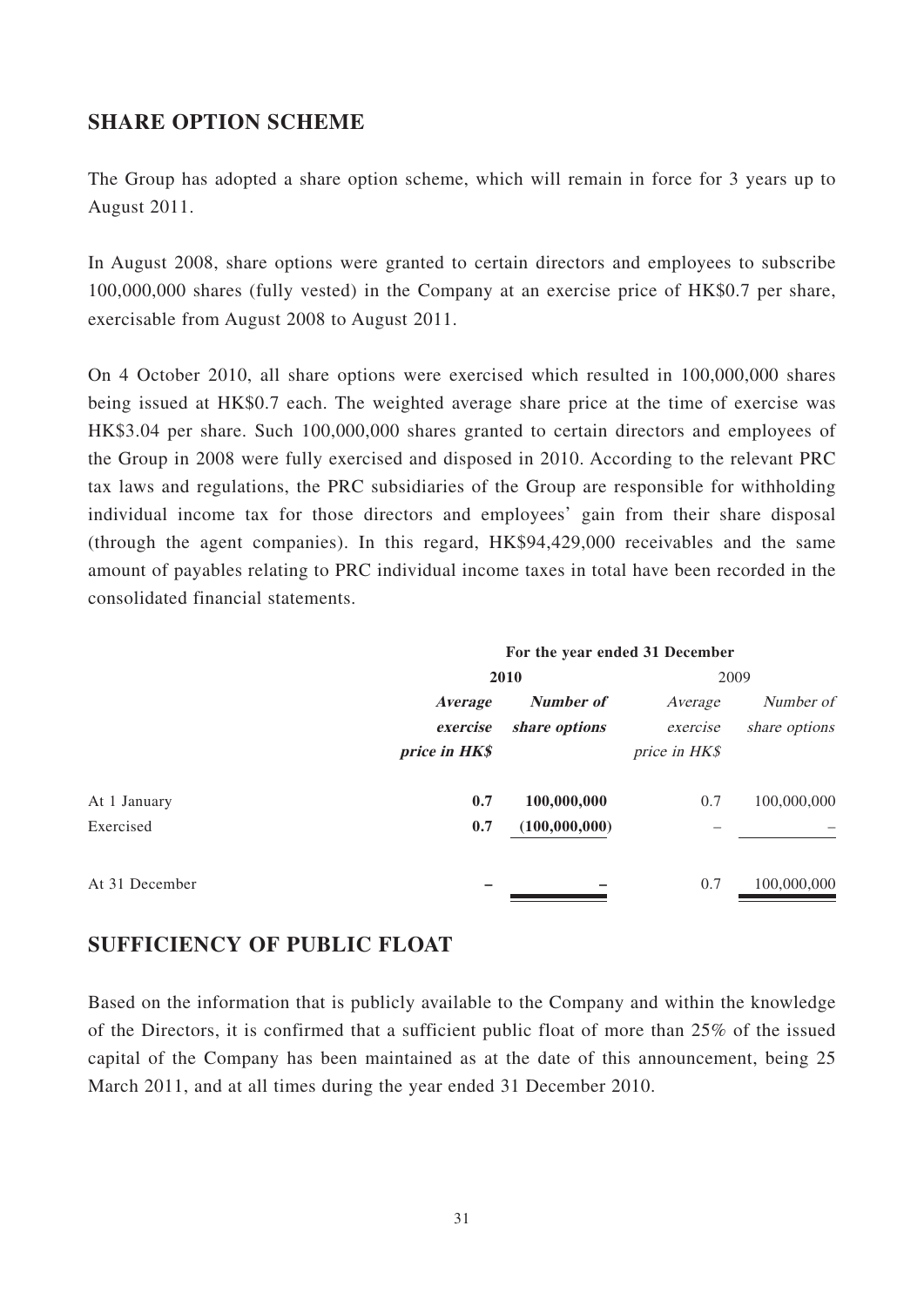## SHARE OPTION SCHEME

The Group has adopted a share option scheme, which will remain in force for 3 years up to August 2011.

In August 2008, share options were granted to certain directors and employees to subscribe 100,000,000 shares (fully vested) in the Company at an exercise price of HK$0.7 per share, exercisable from August 2008 to August 2011.

On 4 October 2010, all share options were exercised which resulted in 100,000,000 shares being issued at HK$0.7 each. The weighted average share price at the time of exercise was HK$3.04 per share. Such 100,000,000 shares granted to certain directors and employees of the Group in 2008 were fully exercised and disposed in 2010. According to the relevant PRC tax laws and regulations, the PRC subsidiaries of the Group are responsible for withholding individual income tax for those directors and employees' gain from their share disposal (through the agent companies). In this regard, HK$94,429,000 receivables and the same amount of payables relating to PRC individual income taxes in total have been recorded in the consolidated financial statements.

| | For the year ended 31 December | | | |
|---|---|---|---|---|
| | **2010** | | 2009 | |
| | ***Average exercise price in HK$*** | ***Number of share options*** | *Average exercise price in HK$* | *Number of share options* |
| At 1 January | **0.7** | **100,000,000** | 0.7 | 100,000,000 |
| Exercised | **0.7** | **(100,000,000)** | – | – |
| At 31 December | **–** | **–** | 0.7 | 100,000,000 |

## SUFFICIENCY OF PUBLIC FLOAT

Based on the information that is publicly available to the Company and within the knowledge of the Directors, it is confirmed that a sufficient public float of more than 25% of the issued capital of the Company has been maintained as at the date of this announcement, being 25 March 2011, and at all times during the year ended 31 December 2010.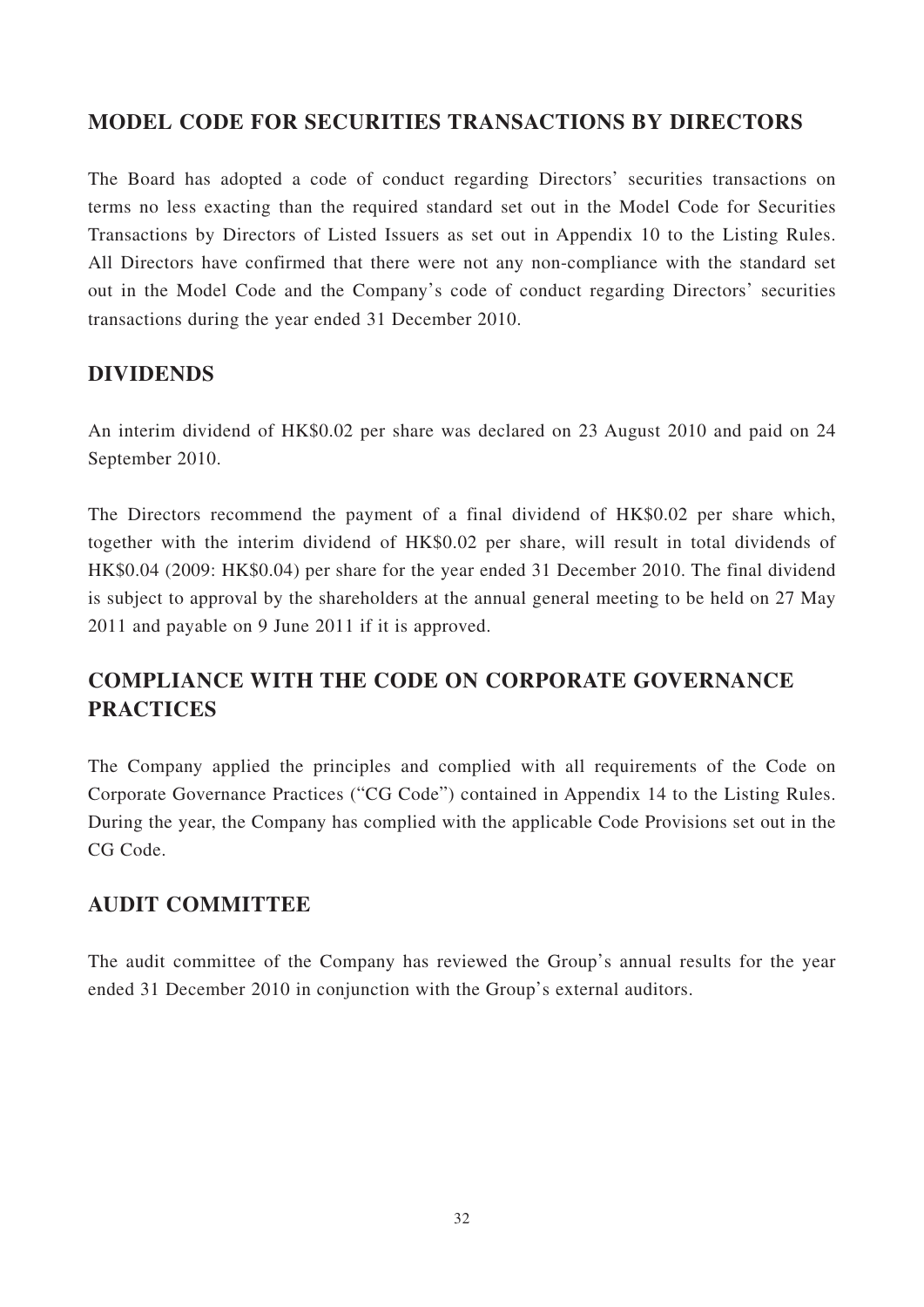## MODEL CODE FOR SECURITIES TRANSACTIONS BY DIRECTORS

The Board has adopted a code of conduct regarding Directors' securities transactions on terms no less exacting than the required standard set out in the Model Code for Securities Transactions by Directors of Listed Issuers as set out in Appendix 10 to the Listing Rules. All Directors have confirmed that there were not any non-compliance with the standard set out in the Model Code and the Company's code of conduct regarding Directors' securities transactions during the year ended 31 December 2010.

## DIVIDENDS

An interim dividend of HK$0.02 per share was declared on 23 August 2010 and paid on 24 September 2010.

The Directors recommend the payment of a final dividend of HK$0.02 per share which, together with the interim dividend of HK$0.02 per share, will result in total dividends of HK$0.04 (2009: HK$0.04) per share for the year ended 31 December 2010. The final dividend is subject to approval by the shareholders at the annual general meeting to be held on 27 May 2011 and payable on 9 June 2011 if it is approved.

## COMPLIANCE WITH THE CODE ON CORPORATE GOVERNANCE PRACTICES

The Company applied the principles and complied with all requirements of the Code on Corporate Governance Practices ("CG Code") contained in Appendix 14 to the Listing Rules. During the year, the Company has complied with the applicable Code Provisions set out in the CG Code.

## AUDIT COMMITTEE

The audit committee of the Company has reviewed the Group's annual results for the year ended 31 December 2010 in conjunction with the Group's external auditors.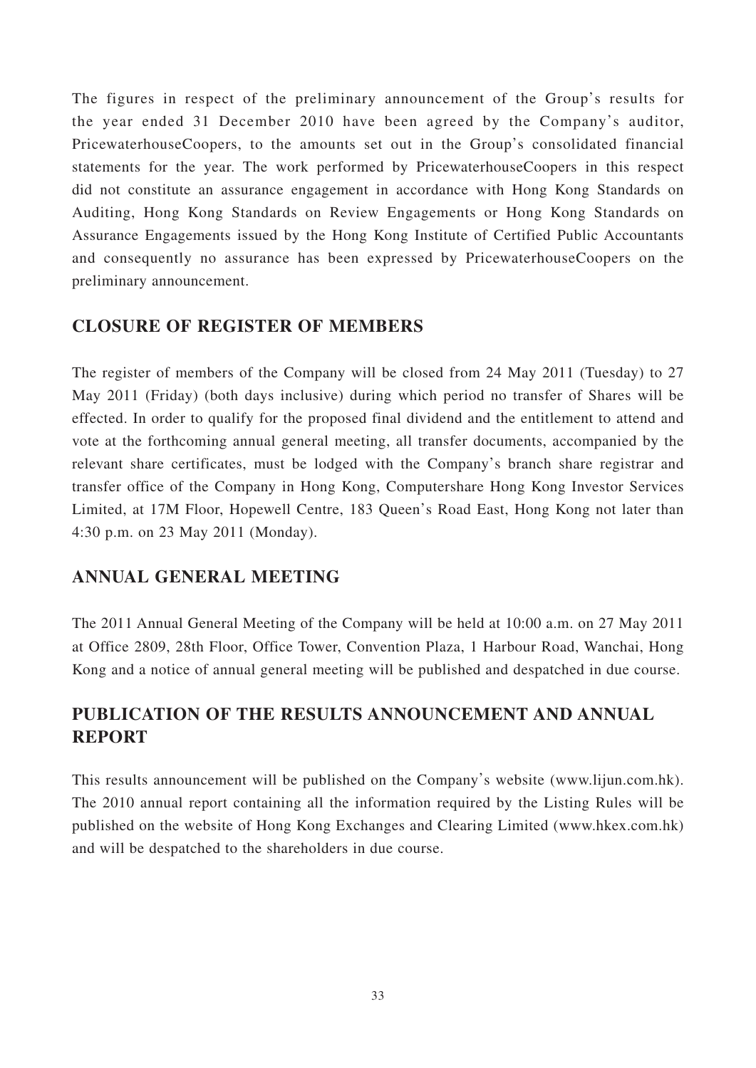The figures in respect of the preliminary announcement of the Group's results for the year ended 31 December 2010 have been agreed by the Company's auditor, PricewaterhouseCoopers, to the amounts set out in the Group's consolidated financial statements for the year. The work performed by PricewaterhouseCoopers in this respect did not constitute an assurance engagement in accordance with Hong Kong Standards on Auditing, Hong Kong Standards on Review Engagements or Hong Kong Standards on Assurance Engagements issued by the Hong Kong Institute of Certified Public Accountants and consequently no assurance has been expressed by PricewaterhouseCoopers on the preliminary announcement.

## CLOSURE OF REGISTER OF MEMBERS

The register of members of the Company will be closed from 24 May 2011 (Tuesday) to 27 May 2011 (Friday) (both days inclusive) during which period no transfer of Shares will be effected. In order to qualify for the proposed final dividend and the entitlement to attend and vote at the forthcoming annual general meeting, all transfer documents, accompanied by the relevant share certificates, must be lodged with the Company's branch share registrar and transfer office of the Company in Hong Kong, Computershare Hong Kong Investor Services Limited, at 17M Floor, Hopewell Centre, 183 Queen's Road East, Hong Kong not later than 4:30 p.m. on 23 May 2011 (Monday).

## ANNUAL GENERAL MEETING

The 2011 Annual General Meeting of the Company will be held at 10:00 a.m. on 27 May 2011 at Office 2809, 28th Floor, Office Tower, Convention Plaza, 1 Harbour Road, Wanchai, Hong Kong and a notice of annual general meeting will be published and despatched in due course.

## PUBLICATION OF THE RESULTS ANNOUNCEMENT AND ANNUAL REPORT

This results announcement will be published on the Company's website (www.lijun.com.hk). The 2010 annual report containing all the information required by the Listing Rules will be published on the website of Hong Kong Exchanges and Clearing Limited (www.hkex.com.hk) and will be despatched to the shareholders in due course.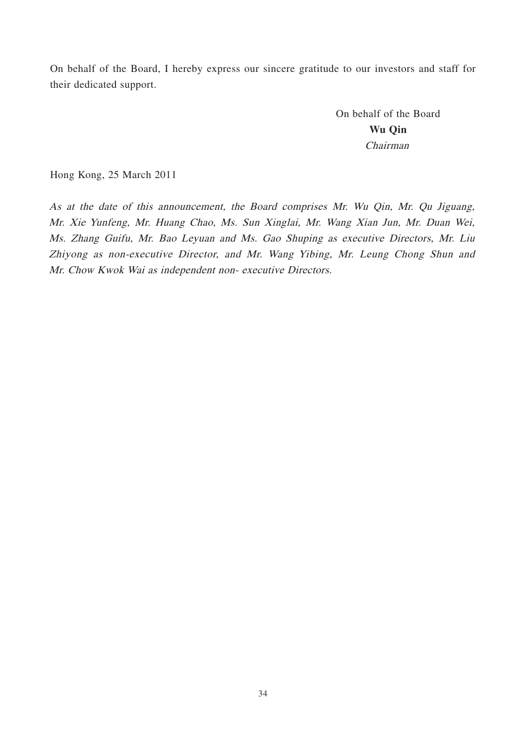On behalf of the Board, I hereby express our sincere gratitude to our investors and staff for their dedicated support.

On behalf of the Board
**Wu Qin**
*Chairman*

Hong Kong, 25 March 2011

*As at the date of this announcement, the Board comprises Mr. Wu Qin, Mr. Qu Jiguang, Mr. Xie Yunfeng, Mr. Huang Chao, Ms. Sun Xinglai, Mr. Wang Xian Jun, Mr. Duan Wei, Ms. Zhang Guifu, Mr. Bao Leyuan and Ms. Gao Shuping as executive Directors, Mr. Liu Zhiyong as non-executive Director, and Mr. Wang Yibing, Mr. Leung Chong Shun and Mr. Chow Kwok Wai as independent non- executive Directors.*